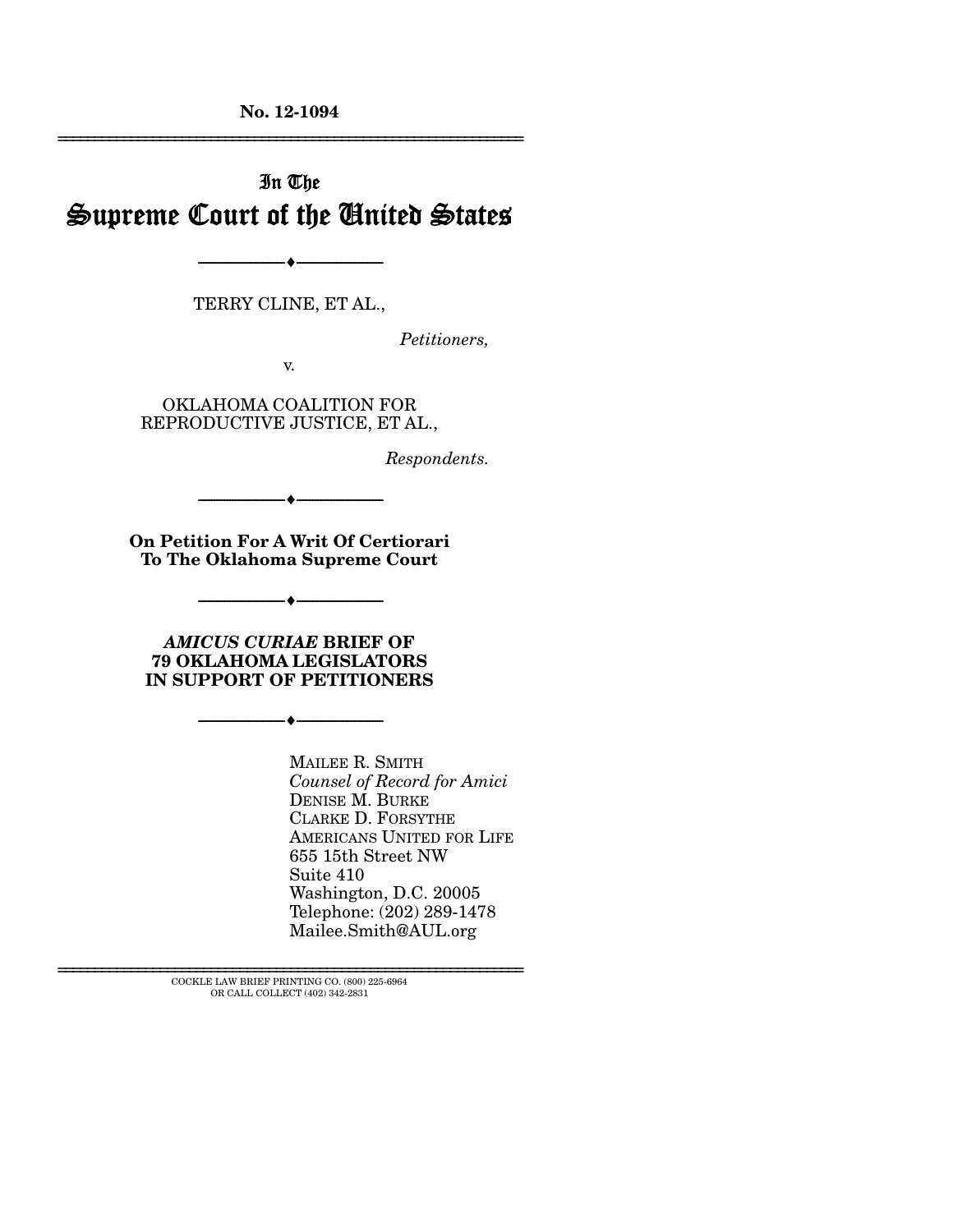No. 12-1094

# In The
# Supreme Court of the United States

---

TERRY CLINE, ET AL.,

*Petitioners,*

v.

OKLAHOMA COALITION FOR REPRODUCTIVE JUSTICE, ET AL.,

*Respondents.*

---

**On Petition For A Writ Of Certiorari To The Oklahoma Supreme Court**

---

***AMICUS CURIAE* BRIEF OF 79 OKLAHOMA LEGISLATORS IN SUPPORT OF PETITIONERS**

---

MAILEE R. SMITH
*Counsel of Record for Amici*
DENISE M. BURKE
CLARKE D. FORSYTHE
AMERICANS UNITED FOR LIFE
655 15th Street NW
Suite 410
Washington, D.C. 20005
Telephone: (202) 289-1478
Mailee.Smith@AUL.org

COCKLE LAW BRIEF PRINTING CO. (800) 225-6964
OR CALL COLLECT (402) 342-2831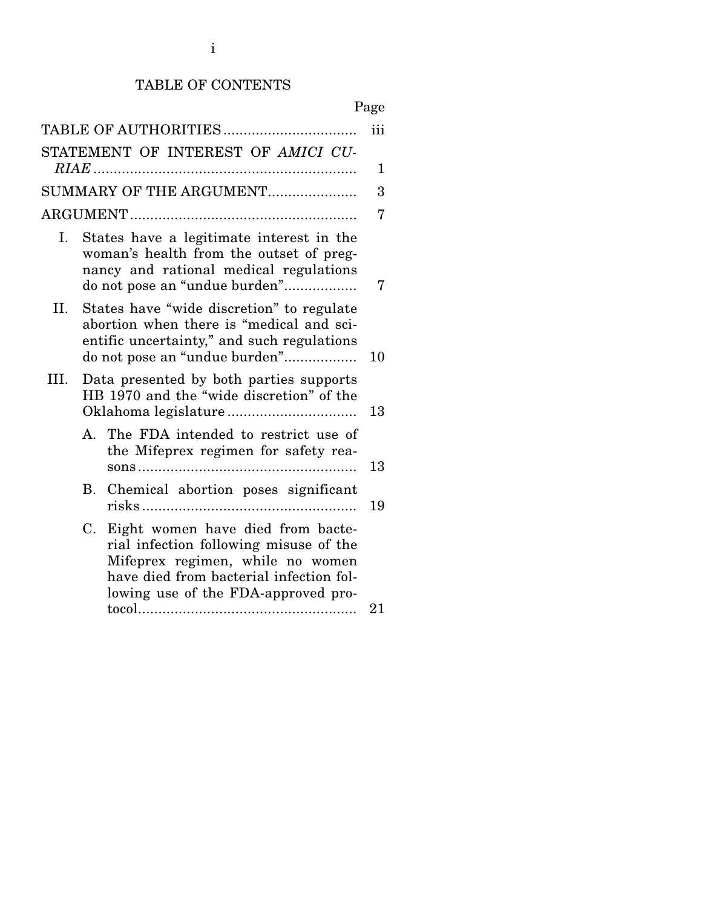# TABLE OF CONTENTS

| | Page |
|---|---|
| TABLE OF AUTHORITIES | iii |
| STATEMENT OF INTEREST OF *AMICI CURIAE* | 1 |
| SUMMARY OF THE ARGUMENT | 3 |
| ARGUMENT | 7 |
| I. States have a legitimate interest in the woman's health from the outset of pregnancy and rational medical regulations do not pose an "undue burden" | 7 |
| II. States have "wide discretion" to regulate abortion when there is "medical and scientific uncertainty," and such regulations do not pose an "undue burden" | 10 |
| III. Data presented by both parties supports HB 1970 and the "wide discretion" of the Oklahoma legislature | 13 |
| A. The FDA intended to restrict use of the Mifeprex regimen for safety reasons | 13 |
| B. Chemical abortion poses significant risks | 19 |
| C. Eight women have died from bacterial infection following misuse of the Mifeprex regimen, while no women have died from bacterial infection following use of the FDA-approved protocol | 21 |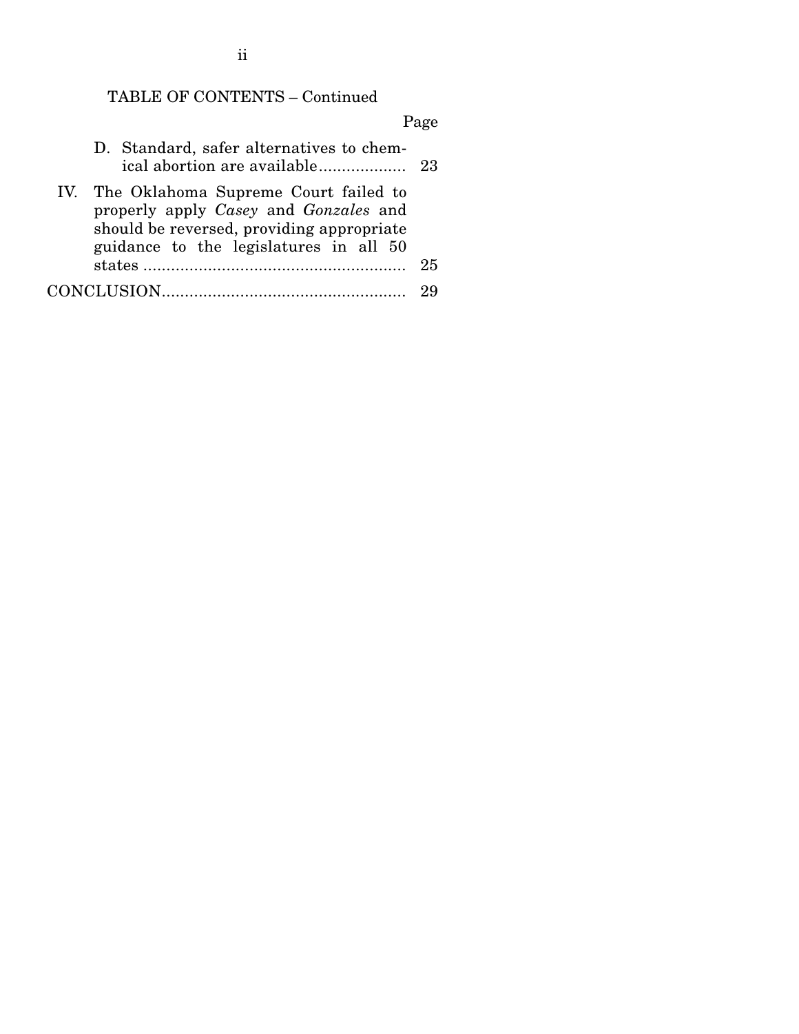TABLE OF CONTENTS – Continued

| | Page |
|---|---|
| D. Standard, safer alternatives to chemical abortion are available | 23 |
| IV. The Oklahoma Supreme Court failed to properly apply *Casey* and *Gonzales* and should be reversed, providing appropriate guidance to the legislatures in all 50 states | 25 |
| CONCLUSION | 29 |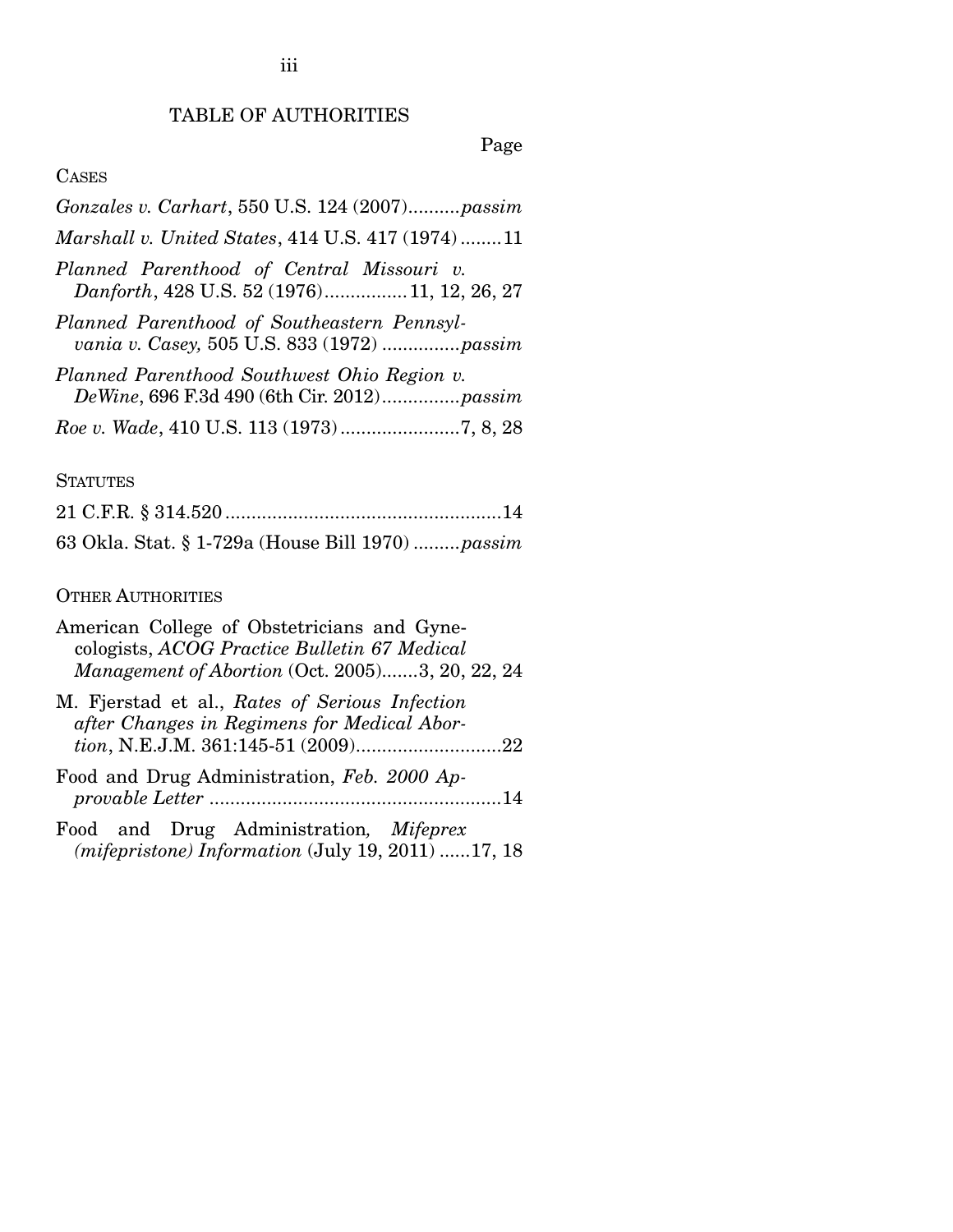# TABLE OF AUTHORITIES

Page

CASES

*Gonzales v. Carhart*, 550 U.S. 124 (2007)..........*passim*

*Marshall v. United States*, 414 U.S. 417 (1974)........11

*Planned Parenthood of Central Missouri v. Danforth*, 428 U.S. 52 (1976)................11, 12, 26, 27

*Planned Parenthood of Southeastern Pennsylvania v. Casey,* 505 U.S. 833 (1972) ...............*passim*

*Planned Parenthood Southwest Ohio Region v. DeWine*, 696 F.3d 490 (6th Cir. 2012)...............*passim*

*Roe v. Wade*, 410 U.S. 113 (1973).......................7, 8, 28

STATUTES

21 C.F.R. § 314.520.....................................................14

63 Okla. Stat. § 1-729a (House Bill 1970) .........*passim*

OTHER AUTHORITIES

American College of Obstetricians and Gynecologists, *ACOG Practice Bulletin 67 Medical Management of Abortion* (Oct. 2005).......3, 20, 22, 24

M. Fjerstad et al., *Rates of Serious Infection after Changes in Regimens for Medical Abortion*, N.E.J.M. 361:145-51 (2009)............................22

Food and Drug Administration, *Feb. 2000 Approvable Letter* ........................................................14

Food and Drug Administration*, Mifeprex (mifepristone) Information* (July 19, 2011) ......17, 18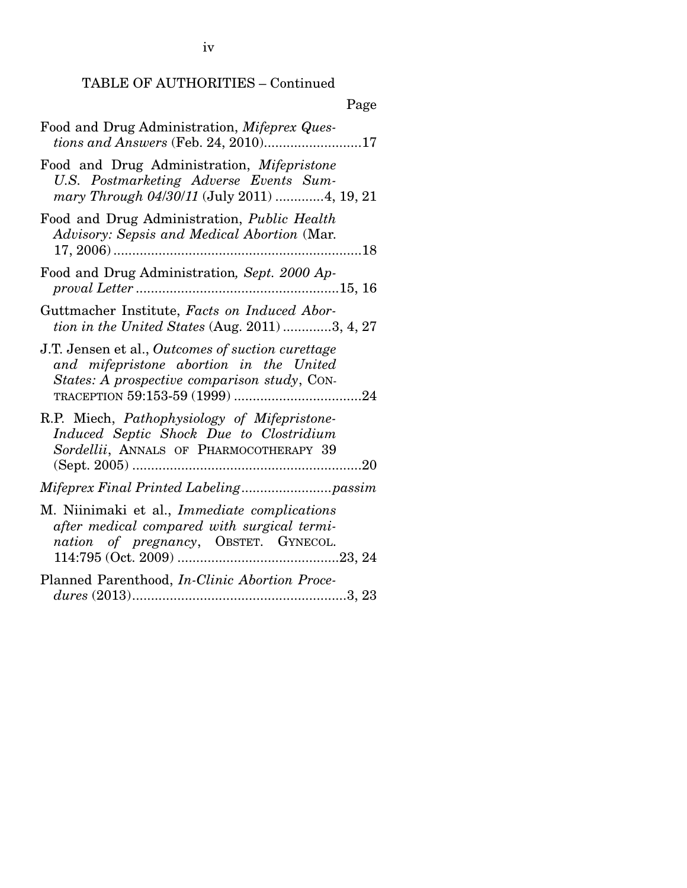TABLE OF AUTHORITIES – Continued

Page

Food and Drug Administration, *Mifeprex Questions and Answers* (Feb. 24, 2010) .......................... 17

Food and Drug Administration, *Mifepristone U.S. Postmarketing Adverse Events Summary Through 04/30/11* (July 2011) ............. 4, 19, 21

Food and Drug Administration, *Public Health Advisory: Sepsis and Medical Abortion* (Mar. 17, 2006) .................................................................. 18

Food and Drug Administration*, Sept. 2000 Approval Letter* ..................................................... 15, 16

Guttmacher Institute, *Facts on Induced Abortion in the United States* (Aug. 2011) ............. 3, 4, 27

J.T. Jensen et al., *Outcomes of suction curettage and mifepristone abortion in the United States: A prospective comparison study*, CONTRACEPTION 59:153-59 (1999) .................................. 24

R.P. Miech, *Pathophysiology of Mifepristone-Induced Septic Shock Due to Clostridium Sordellii*, ANNALS OF PHARMOCOTHERAPY 39 (Sept. 2005) ............................................................. 20

*Mifeprex Final Printed Labeling* ........................ *passim*

M. Niinimaki et al., *Immediate complications after medical compared with surgical termination of pregnancy*, OBSTET. GYNECOL. 114:795 (Oct. 2009) ........................................... 23, 24

Planned Parenthood, *In-Clinic Abortion Procedures* (2013) ......................................................... 3, 23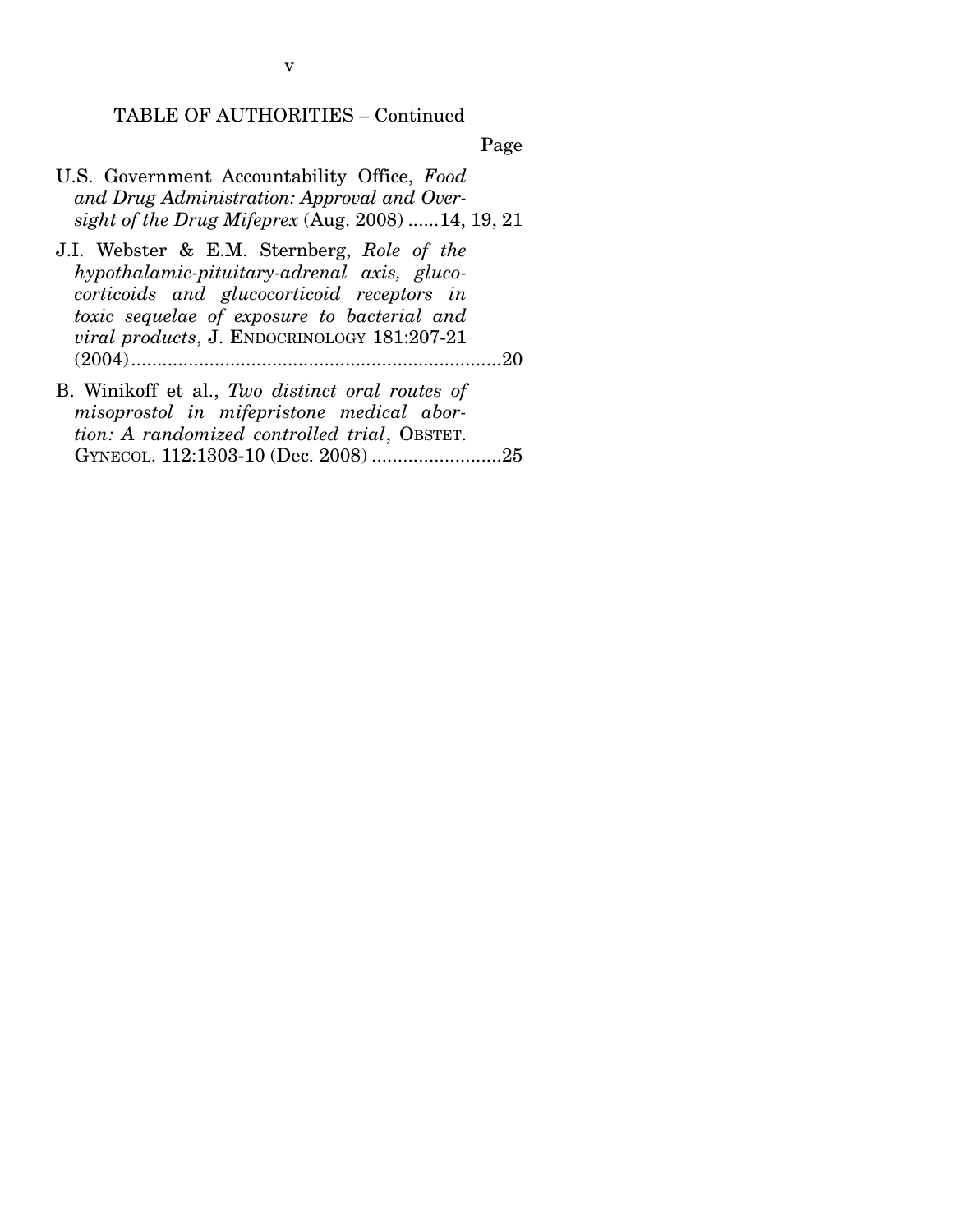TABLE OF AUTHORITIES – Continued

Page

U.S. Government Accountability Office, *Food and Drug Administration: Approval and Oversight of the Drug Mifeprex* (Aug. 2008) ......14, 19, 21

J.I. Webster & E.M. Sternberg, *Role of the hypothalamic-pituitary-adrenal axis, glucocorticoids and glucocorticoid receptors in toxic sequelae of exposure to bacterial and viral products*, J. ENDOCRINOLOGY 181:207-21 (2004).......................................................................20

B. Winikoff et al., *Two distinct oral routes of misoprostol in mifepristone medical abortion: A randomized controlled trial*, OBSTET. GYNECOL. 112:1303-10 (Dec. 2008) .........................25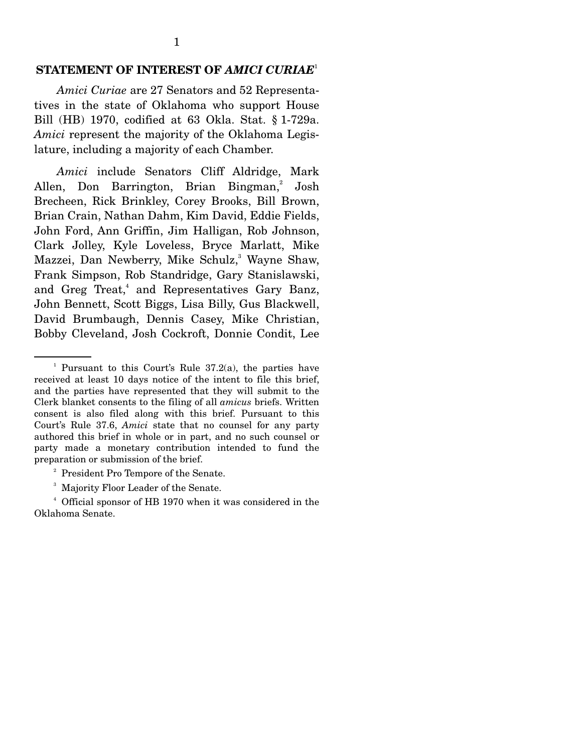## STATEMENT OF INTEREST OF *AMICI CURIAE*[1]

*Amici Curiae* are 27 Senators and 52 Representatives in the state of Oklahoma who support House Bill (HB) 1970, codified at 63 Okla. Stat. § 1-729a. *Amici* represent the majority of the Oklahoma Legislature, including a majority of each Chamber.

*Amici* include Senators Cliff Aldridge, Mark Allen, Don Barrington, Brian Bingman,[2] Josh Brecheen, Rick Brinkley, Corey Brooks, Bill Brown, Brian Crain, Nathan Dahm, Kim David, Eddie Fields, John Ford, Ann Griffin, Jim Halligan, Rob Johnson, Clark Jolley, Kyle Loveless, Bryce Marlatt, Mike Mazzei, Dan Newberry, Mike Schulz,[3] Wayne Shaw, Frank Simpson, Rob Standridge, Gary Stanislawski, and Greg Treat,[4] and Representatives Gary Banz, John Bennett, Scott Biggs, Lisa Billy, Gus Blackwell, David Brumbaugh, Dennis Casey, Mike Christian, Bobby Cleveland, Josh Cockroft, Donnie Condit, Lee

---

[1] Pursuant to this Court's Rule 37.2(a), the parties have received at least 10 days notice of the intent to file this brief, and the parties have represented that they will submit to the Clerk blanket consents to the filing of all *amicus* briefs. Written consent is also filed along with this brief. Pursuant to this Court's Rule 37.6, *Amici* state that no counsel for any party authored this brief in whole or in part, and no such counsel or party made a monetary contribution intended to fund the preparation or submission of the brief.

[2] President Pro Tempore of the Senate.

[3] Majority Floor Leader of the Senate.

[4] Official sponsor of HB 1970 when it was considered in the Oklahoma Senate.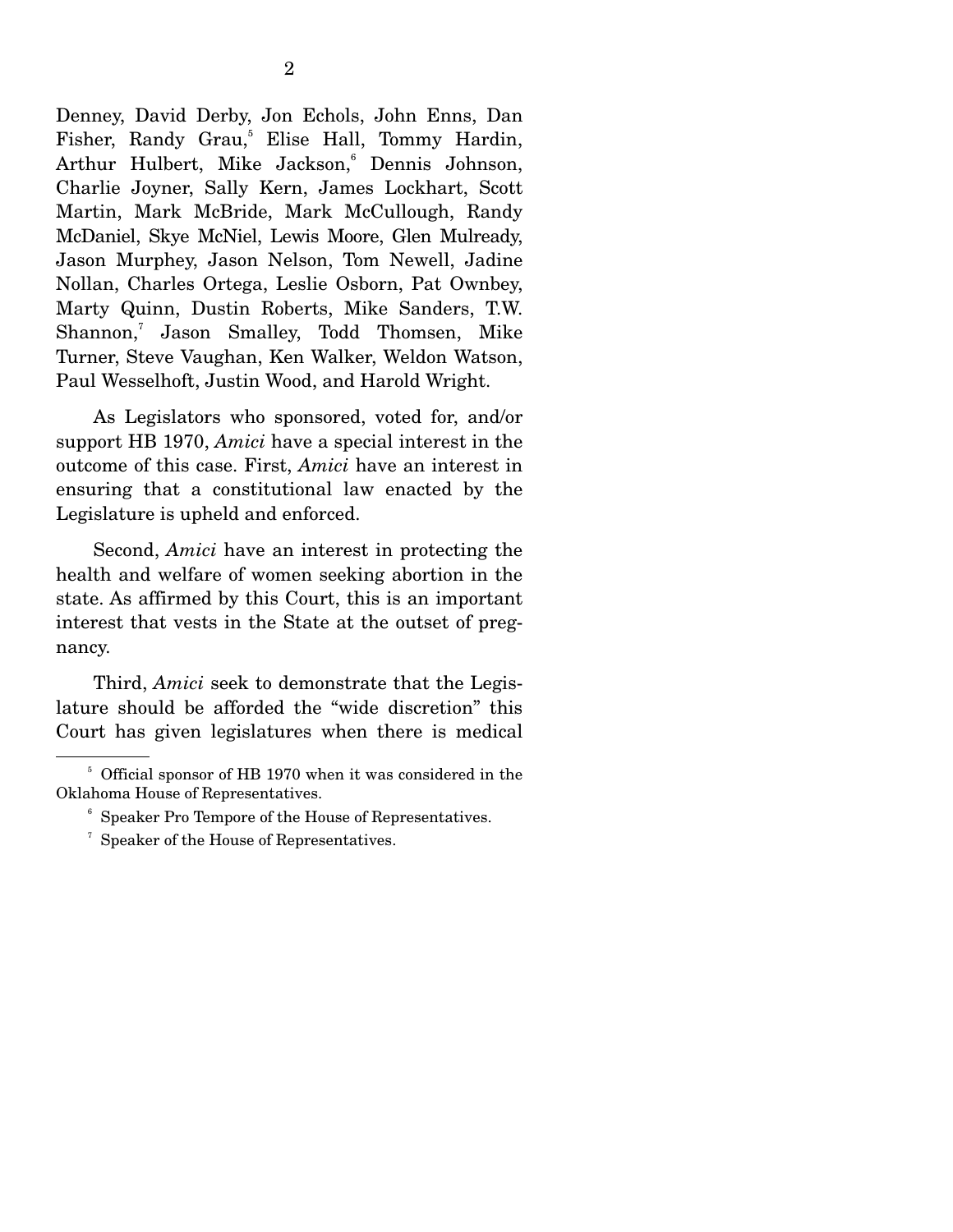Denney, David Derby, Jon Echols, John Enns, Dan Fisher, Randy Grau,[5] Elise Hall, Tommy Hardin, Arthur Hulbert, Mike Jackson,[6] Dennis Johnson, Charlie Joyner, Sally Kern, James Lockhart, Scott Martin, Mark McBride, Mark McCullough, Randy McDaniel, Skye McNiel, Lewis Moore, Glen Mulready, Jason Murphey, Jason Nelson, Tom Newell, Jadine Nollan, Charles Ortega, Leslie Osborn, Pat Ownbey, Marty Quinn, Dustin Roberts, Mike Sanders, T.W. Shannon,[7] Jason Smalley, Todd Thomsen, Mike Turner, Steve Vaughan, Ken Walker, Weldon Watson, Paul Wesselhoft, Justin Wood, and Harold Wright.

As Legislators who sponsored, voted for, and/or support HB 1970, *Amici* have a special interest in the outcome of this case. First, *Amici* have an interest in ensuring that a constitutional law enacted by the Legislature is upheld and enforced.

Second, *Amici* have an interest in protecting the health and welfare of women seeking abortion in the state. As affirmed by this Court, this is an important interest that vests in the State at the outset of pregnancy.

Third, *Amici* seek to demonstrate that the Legislature should be afforded the "wide discretion" this Court has given legislatures when there is medical

[5] Official sponsor of HB 1970 when it was considered in the Oklahoma House of Representatives.

[6] Speaker Pro Tempore of the House of Representatives.

[7] Speaker of the House of Representatives.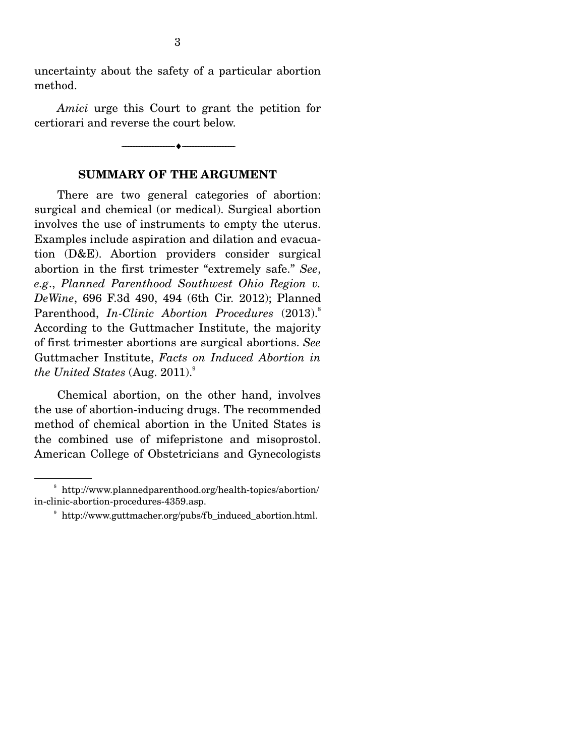uncertainty about the safety of a particular abortion method.

*Amici* urge this Court to grant the petition for certiorari and reverse the court below.

---

## SUMMARY OF THE ARGUMENT

There are two general categories of abortion: surgical and chemical (or medical). Surgical abortion involves the use of instruments to empty the uterus. Examples include aspiration and dilation and evacuation (D&E). Abortion providers consider surgical abortion in the first trimester "extremely safe." *See*, *e.g.*, *Planned Parenthood Southwest Ohio Region v. DeWine*, 696 F.3d 490, 494 (6th Cir. 2012); Planned Parenthood, *In-Clinic Abortion Procedures* (2013).[8] According to the Guttmacher Institute, the majority of first trimester abortions are surgical abortions. *See* Guttmacher Institute, *Facts on Induced Abortion in the United States* (Aug. 2011).[9]

Chemical abortion, on the other hand, involves the use of abortion-inducing drugs. The recommended method of chemical abortion in the United States is the combined use of mifepristone and misoprostol. American College of Obstetricians and Gynecologists

---

[8] http://www.plannedparenthood.org/health-topics/abortion/in-clinic-abortion-procedures-4359.asp.

[9] http://www.guttmacher.org/pubs/fb_induced_abortion.html.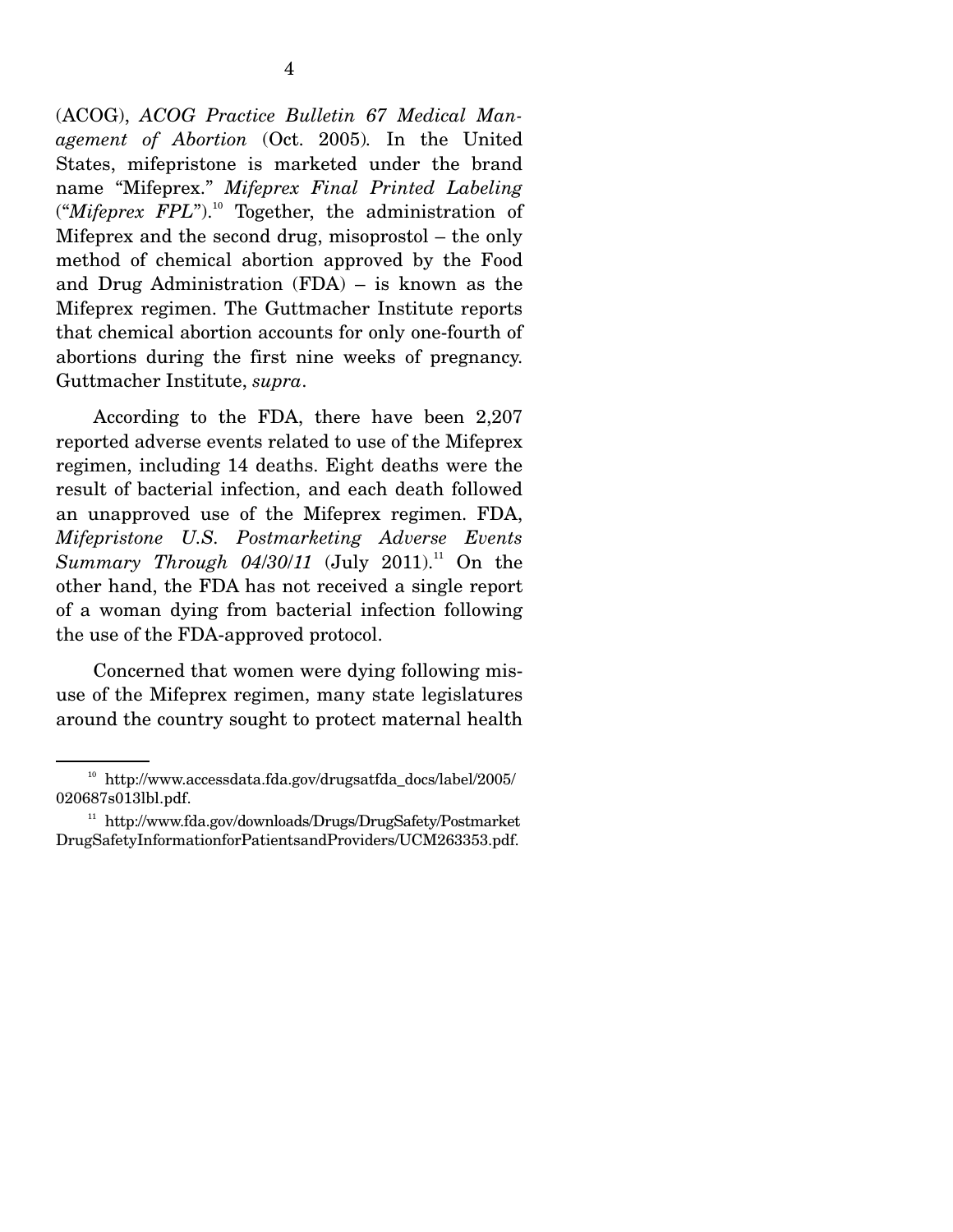(ACOG), *ACOG Practice Bulletin 67 Medical Management of Abortion* (Oct. 2005). In the United States, mifepristone is marketed under the brand name "Mifeprex." *Mifeprex Final Printed Labeling* ("*Mifeprex FPL*").[10] Together, the administration of Mifeprex and the second drug, misoprostol – the only method of chemical abortion approved by the Food and Drug Administration (FDA) – is known as the Mifeprex regimen. The Guttmacher Institute reports that chemical abortion accounts for only one-fourth of abortions during the first nine weeks of pregnancy. Guttmacher Institute, *supra*.

According to the FDA, there have been 2,207 reported adverse events related to use of the Mifeprex regimen, including 14 deaths. Eight deaths were the result of bacterial infection, and each death followed an unapproved use of the Mifeprex regimen. FDA, *Mifepristone U.S. Postmarketing Adverse Events Summary Through 04/30/11* (July 2011).[11] On the other hand, the FDA has not received a single report of a woman dying from bacterial infection following the use of the FDA-approved protocol.

Concerned that women were dying following misuse of the Mifeprex regimen, many state legislatures around the country sought to protect maternal health

---

[10] http://www.accessdata.fda.gov/drugsatfda_docs/label/2005/020687s013lbl.pdf.

[11] http://www.fda.gov/downloads/Drugs/DrugSafety/PostmarketDrugSafetyInformationforPatientsandProviders/UCM263353.pdf.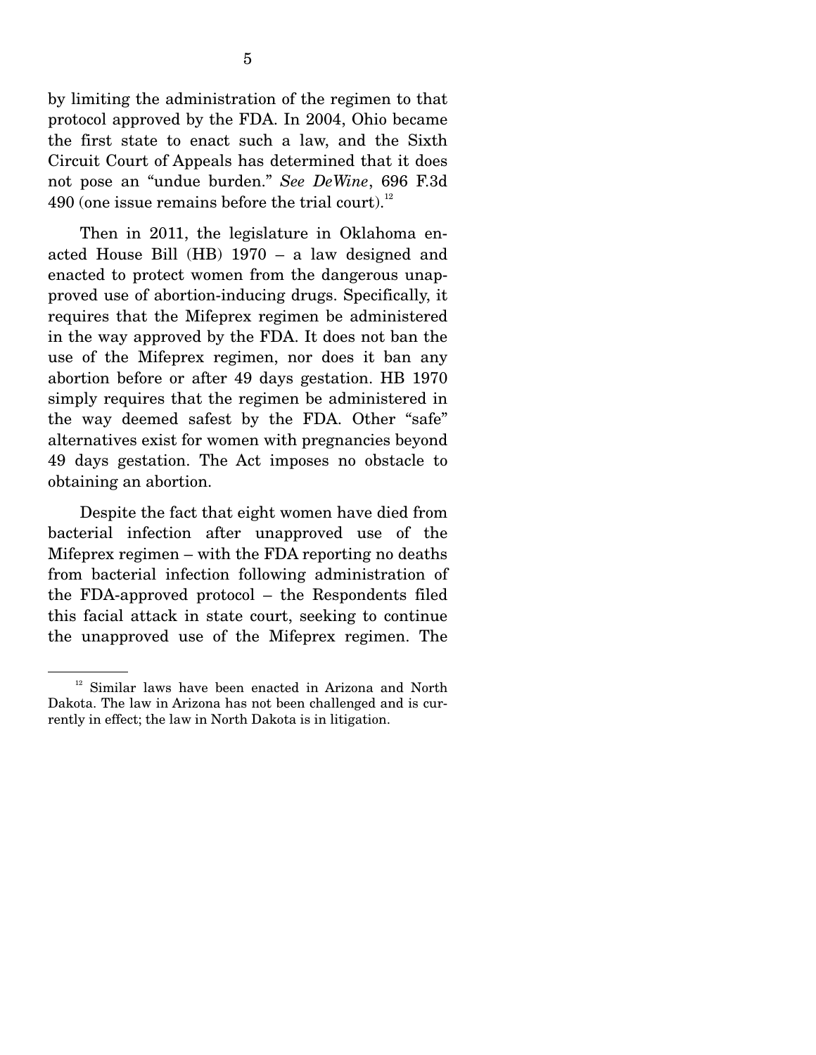by limiting the administration of the regimen to that protocol approved by the FDA. In 2004, Ohio became the first state to enact such a law, and the Sixth Circuit Court of Appeals has determined that it does not pose an "undue burden." *See DeWine*, 696 F.3d 490 (one issue remains before the trial court).[12]

Then in 2011, the legislature in Oklahoma enacted House Bill (HB) 1970 – a law designed and enacted to protect women from the dangerous unapproved use of abortion-inducing drugs. Specifically, it requires that the Mifeprex regimen be administered in the way approved by the FDA. It does not ban the use of the Mifeprex regimen, nor does it ban any abortion before or after 49 days gestation. HB 1970 simply requires that the regimen be administered in the way deemed safest by the FDA. Other "safe" alternatives exist for women with pregnancies beyond 49 days gestation. The Act imposes no obstacle to obtaining an abortion.

Despite the fact that eight women have died from bacterial infection after unapproved use of the Mifeprex regimen – with the FDA reporting no deaths from bacterial infection following administration of the FDA-approved protocol – the Respondents filed this facial attack in state court, seeking to continue the unapproved use of the Mifeprex regimen. The

---

[12] Similar laws have been enacted in Arizona and North Dakota. The law in Arizona has not been challenged and is currently in effect; the law in North Dakota is in litigation.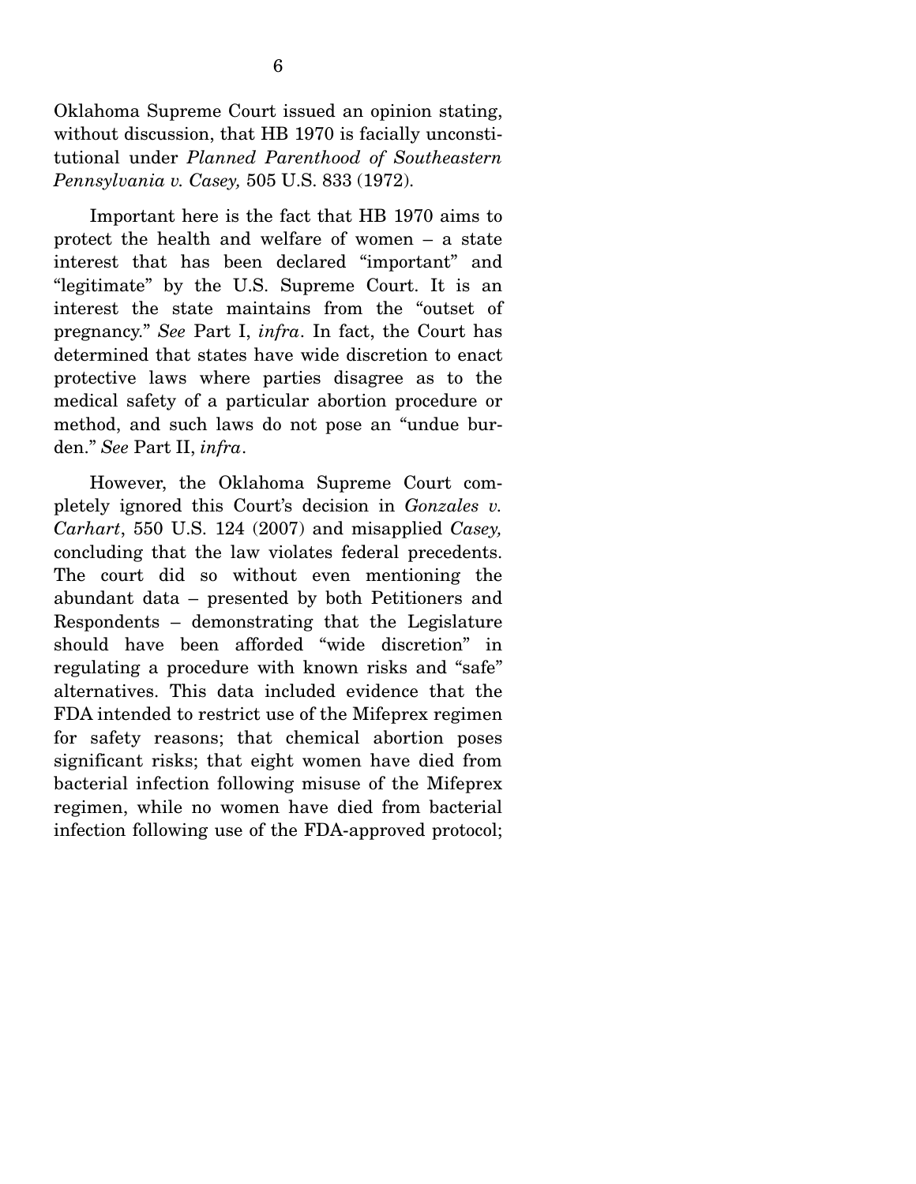Oklahoma Supreme Court issued an opinion stating, without discussion, that HB 1970 is facially unconstitutional under *Planned Parenthood of Southeastern Pennsylvania v. Casey,* 505 U.S. 833 (1972).

Important here is the fact that HB 1970 aims to protect the health and welfare of women – a state interest that has been declared "important" and "legitimate" by the U.S. Supreme Court. It is an interest the state maintains from the "outset of pregnancy." *See* Part I, *infra*. In fact, the Court has determined that states have wide discretion to enact protective laws where parties disagree as to the medical safety of a particular abortion procedure or method, and such laws do not pose an "undue burden." *See* Part II, *infra*.

However, the Oklahoma Supreme Court completely ignored this Court's decision in *Gonzales v. Carhart*, 550 U.S. 124 (2007) and misapplied *Casey,* concluding that the law violates federal precedents. The court did so without even mentioning the abundant data – presented by both Petitioners and Respondents – demonstrating that the Legislature should have been afforded "wide discretion" in regulating a procedure with known risks and "safe" alternatives. This data included evidence that the FDA intended to restrict use of the Mifeprex regimen for safety reasons; that chemical abortion poses significant risks; that eight women have died from bacterial infection following misuse of the Mifeprex regimen, while no women have died from bacterial infection following use of the FDA-approved protocol;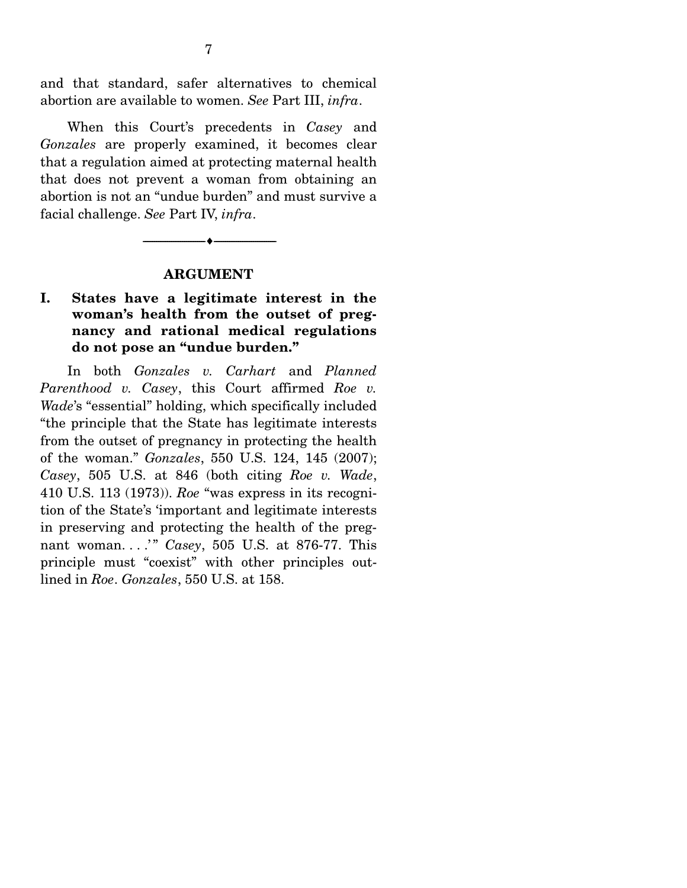and that standard, safer alternatives to chemical abortion are available to women. *See* Part III, *infra*.

When this Court's precedents in *Casey* and *Gonzales* are properly examined, it becomes clear that a regulation aimed at protecting maternal health that does not prevent a woman from obtaining an abortion is not an "undue burden" and must survive a facial challenge. *See* Part IV, *infra*.

---

## ARGUMENT

### I. States have a legitimate interest in the woman's health from the outset of pregnancy and rational medical regulations do not pose an "undue burden."

In both *Gonzales v. Carhart* and *Planned Parenthood v. Casey*, this Court affirmed *Roe v. Wade*'s "essential" holding, which specifically included "the principle that the State has legitimate interests from the outset of pregnancy in protecting the health of the woman." *Gonzales*, 550 U.S. 124, 145 (2007); *Casey*, 505 U.S. at 846 (both citing *Roe v. Wade*, 410 U.S. 113 (1973)). *Roe* "was express in its recognition of the State's 'important and legitimate interests in preserving and protecting the health of the pregnant woman. . . .'" *Casey*, 505 U.S. at 876-77. This principle must "coexist" with other principles outlined in *Roe*. *Gonzales*, 550 U.S. at 158.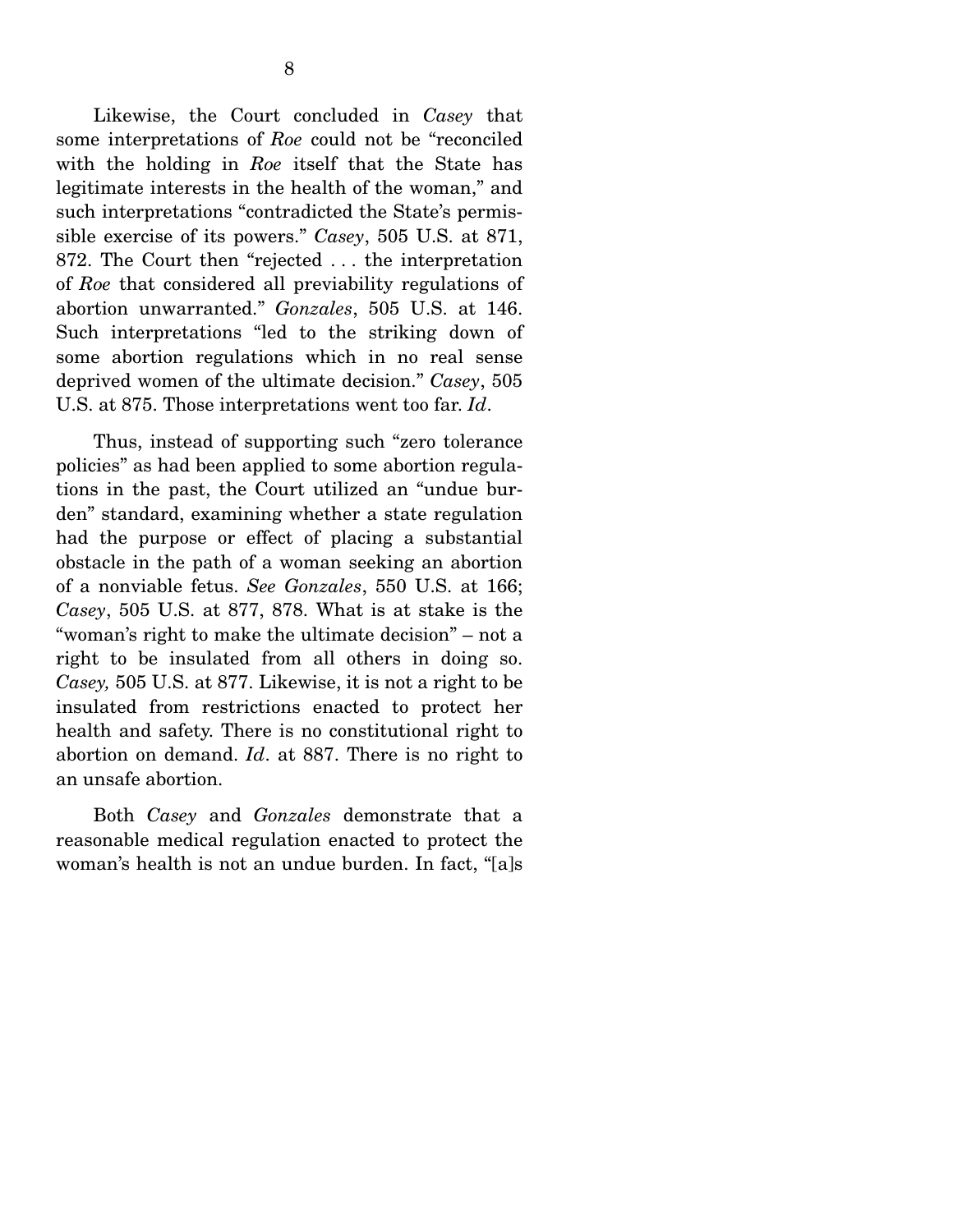Likewise, the Court concluded in *Casey* that some interpretations of *Roe* could not be "reconciled with the holding in *Roe* itself that the State has legitimate interests in the health of the woman," and such interpretations "contradicted the State's permissible exercise of its powers." *Casey*, 505 U.S. at 871, 872. The Court then "rejected . . . the interpretation of *Roe* that considered all previability regulations of abortion unwarranted." *Gonzales*, 505 U.S. at 146. Such interpretations "led to the striking down of some abortion regulations which in no real sense deprived women of the ultimate decision." *Casey*, 505 U.S. at 875. Those interpretations went too far. *Id*.

Thus, instead of supporting such "zero tolerance policies" as had been applied to some abortion regulations in the past, the Court utilized an "undue burden" standard, examining whether a state regulation had the purpose or effect of placing a substantial obstacle in the path of a woman seeking an abortion of a nonviable fetus. *See Gonzales*, 550 U.S. at 166; *Casey*, 505 U.S. at 877, 878. What is at stake is the "woman's right to make the ultimate decision" – not a right to be insulated from all others in doing so. *Casey,* 505 U.S. at 877. Likewise, it is not a right to be insulated from restrictions enacted to protect her health and safety. There is no constitutional right to abortion on demand. *Id*. at 887. There is no right to an unsafe abortion.

Both *Casey* and *Gonzales* demonstrate that a reasonable medical regulation enacted to protect the woman's health is not an undue burden. In fact, "[a]s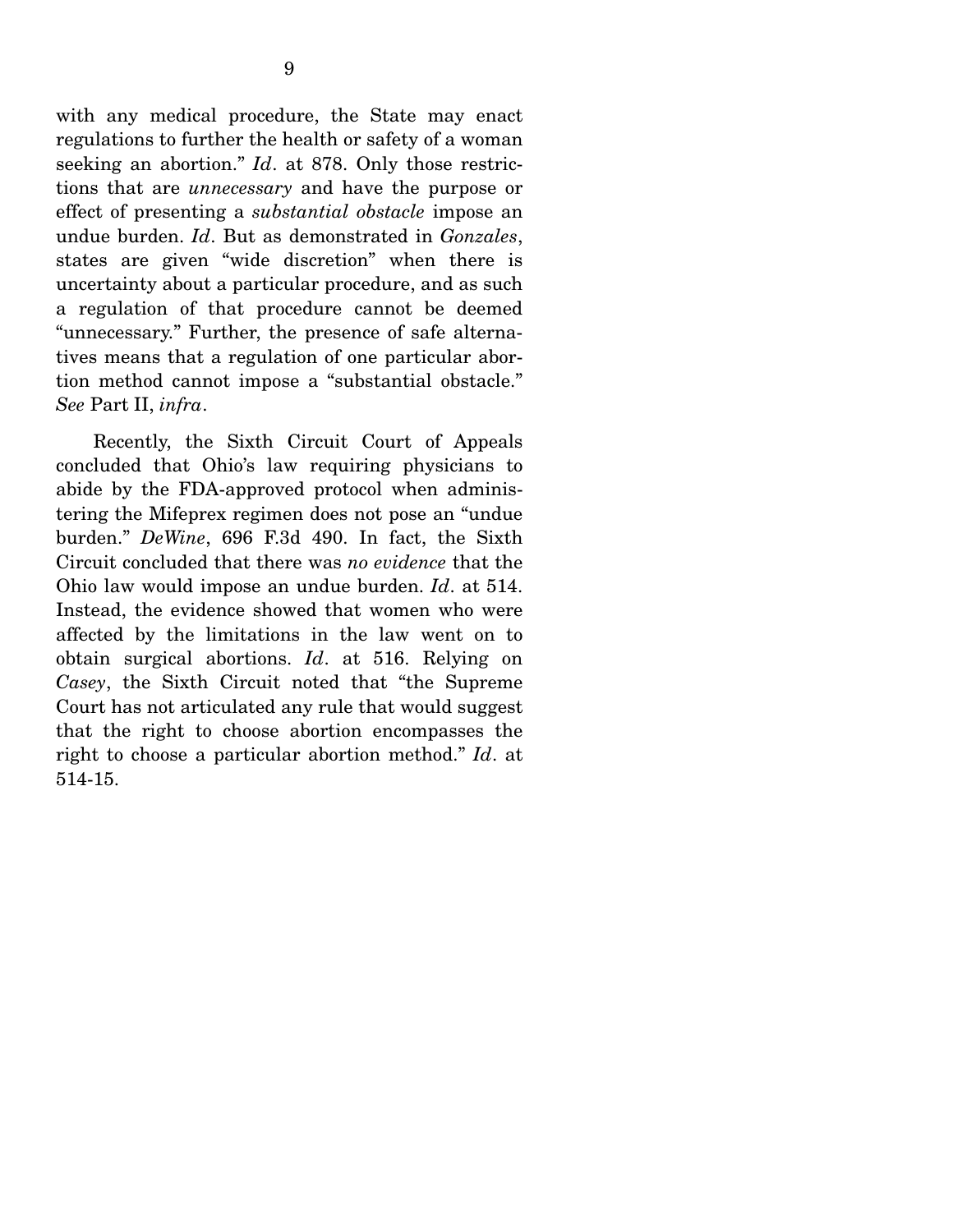with any medical procedure, the State may enact regulations to further the health or safety of a woman seeking an abortion." *Id*. at 878. Only those restrictions that are *unnecessary* and have the purpose or effect of presenting a *substantial obstacle* impose an undue burden. *Id*. But as demonstrated in *Gonzales*, states are given "wide discretion" when there is uncertainty about a particular procedure, and as such a regulation of that procedure cannot be deemed "unnecessary." Further, the presence of safe alternatives means that a regulation of one particular abortion method cannot impose a "substantial obstacle." *See* Part II, *infra*.

Recently, the Sixth Circuit Court of Appeals concluded that Ohio's law requiring physicians to abide by the FDA-approved protocol when administering the Mifeprex regimen does not pose an "undue burden." *DeWine*, 696 F.3d 490. In fact, the Sixth Circuit concluded that there was *no evidence* that the Ohio law would impose an undue burden. *Id*. at 514. Instead, the evidence showed that women who were affected by the limitations in the law went on to obtain surgical abortions. *Id*. at 516. Relying on *Casey*, the Sixth Circuit noted that "the Supreme Court has not articulated any rule that would suggest that the right to choose abortion encompasses the right to choose a particular abortion method." *Id*. at 514-15.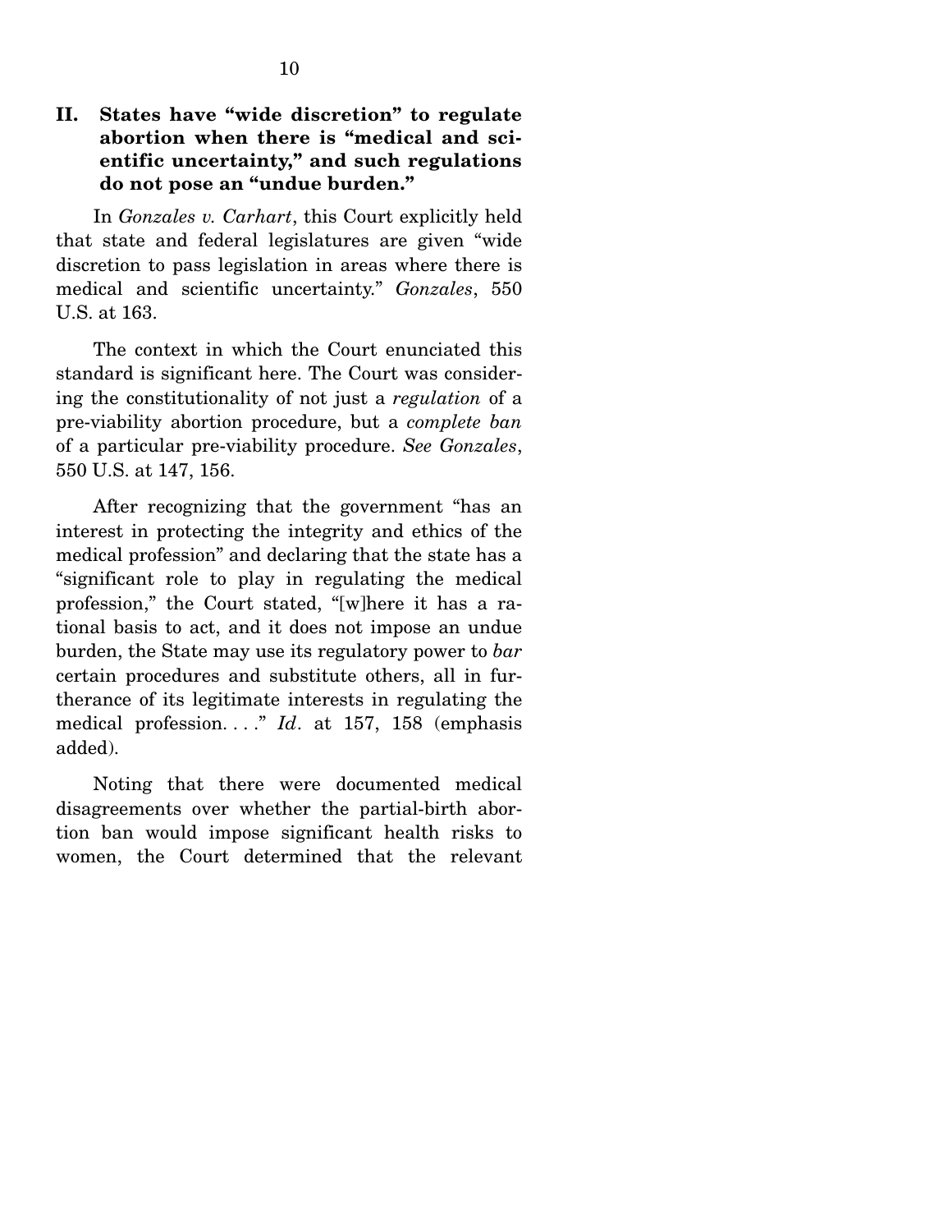## II. States have "wide discretion" to regulate abortion when there is "medical and scientific uncertainty," and such regulations do not pose an "undue burden."

In *Gonzales v. Carhart*, this Court explicitly held that state and federal legislatures are given "wide discretion to pass legislation in areas where there is medical and scientific uncertainty." *Gonzales*, 550 U.S. at 163.

The context in which the Court enunciated this standard is significant here. The Court was considering the constitutionality of not just a *regulation* of a pre-viability abortion procedure, but a *complete ban* of a particular pre-viability procedure. *See Gonzales*, 550 U.S. at 147, 156.

After recognizing that the government "has an interest in protecting the integrity and ethics of the medical profession" and declaring that the state has a "significant role to play in regulating the medical profession," the Court stated, "[w]here it has a rational basis to act, and it does not impose an undue burden, the State may use its regulatory power to *bar* certain procedures and substitute others, all in furtherance of its legitimate interests in regulating the medical profession. . . ." *Id*. at 157, 158 (emphasis added).

Noting that there were documented medical disagreements over whether the partial-birth abortion ban would impose significant health risks to women, the Court determined that the relevant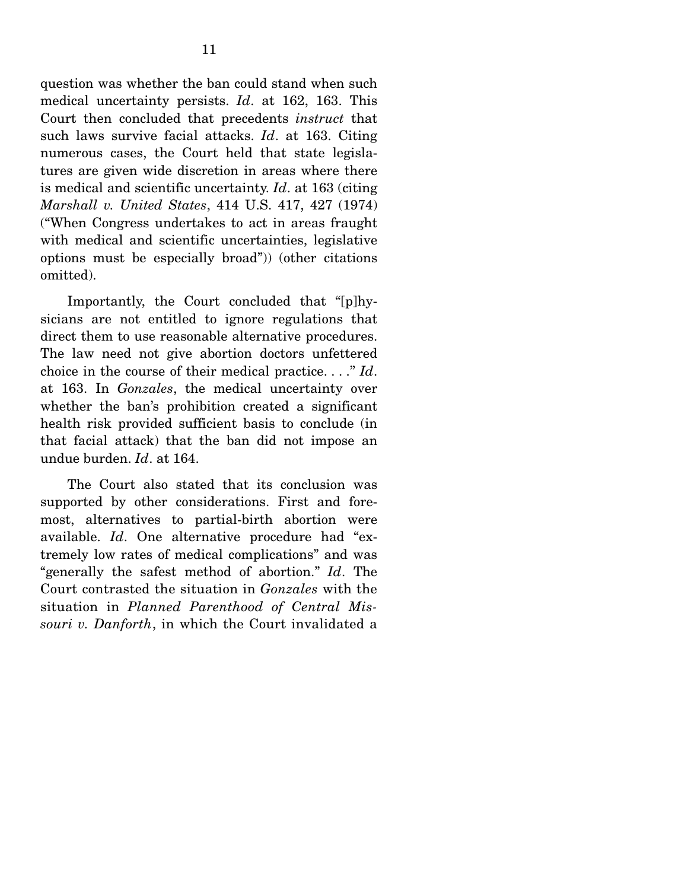question was whether the ban could stand when such medical uncertainty persists. *Id*. at 162, 163. This Court then concluded that precedents *instruct* that such laws survive facial attacks. *Id*. at 163. Citing numerous cases, the Court held that state legislatures are given wide discretion in areas where there is medical and scientific uncertainty. *Id*. at 163 (citing *Marshall v. United States*, 414 U.S. 417, 427 (1974) ("When Congress undertakes to act in areas fraught with medical and scientific uncertainties, legislative options must be especially broad")) (other citations omitted).

Importantly, the Court concluded that "[p]hysicians are not entitled to ignore regulations that direct them to use reasonable alternative procedures. The law need not give abortion doctors unfettered choice in the course of their medical practice. . . ." *Id*. at 163. In *Gonzales*, the medical uncertainty over whether the ban's prohibition created a significant health risk provided sufficient basis to conclude (in that facial attack) that the ban did not impose an undue burden. *Id*. at 164.

The Court also stated that its conclusion was supported by other considerations. First and foremost, alternatives to partial-birth abortion were available. *Id*. One alternative procedure had "extremely low rates of medical complications" and was "generally the safest method of abortion." *Id*. The Court contrasted the situation in *Gonzales* with the situation in *Planned Parenthood of Central Missouri v. Danforth*, in which the Court invalidated a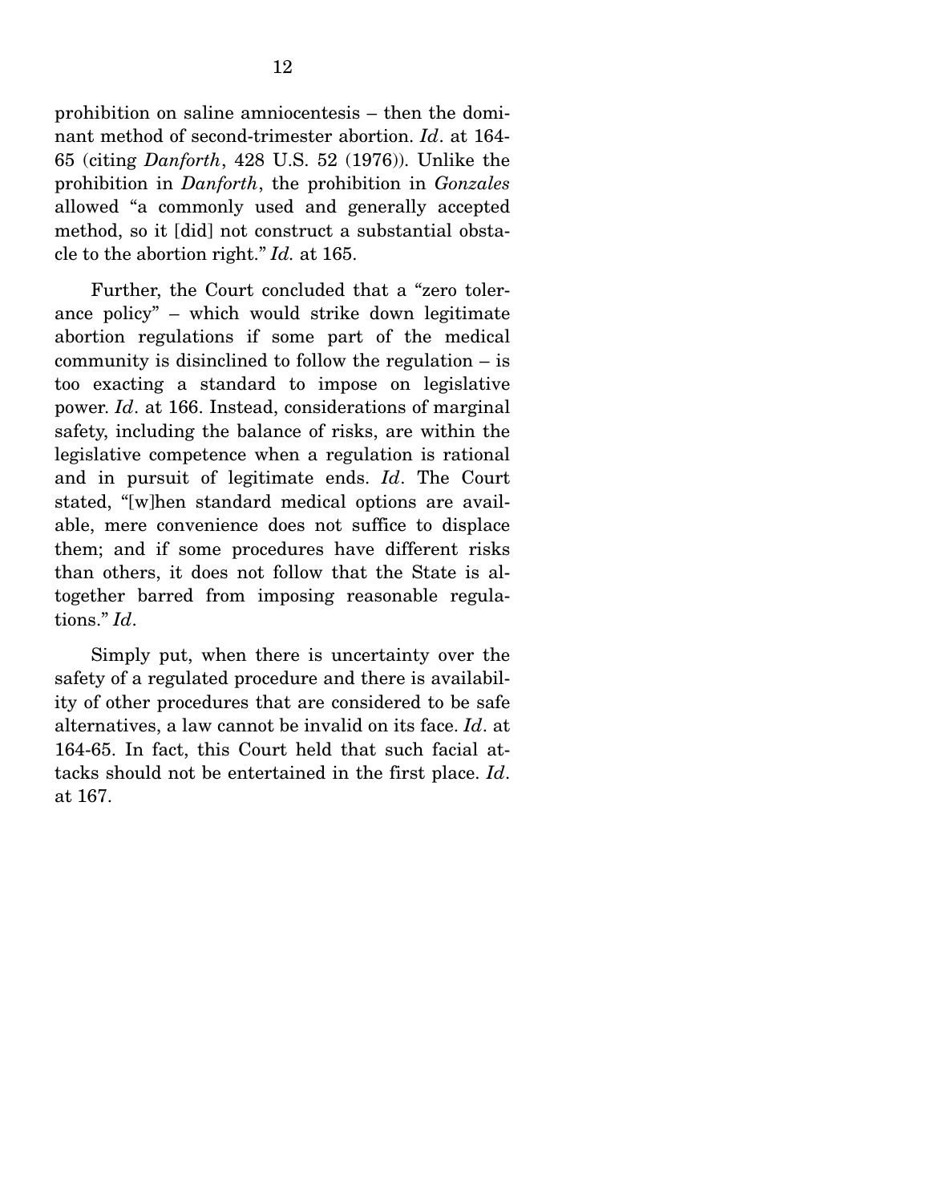prohibition on saline amniocentesis – then the dominant method of second-trimester abortion. *Id*. at 164-65 (citing *Danforth*, 428 U.S. 52 (1976)). Unlike the prohibition in *Danforth*, the prohibition in *Gonzales* allowed "a commonly used and generally accepted method, so it [did] not construct a substantial obstacle to the abortion right." *Id.* at 165.

Further, the Court concluded that a "zero tolerance policy" – which would strike down legitimate abortion regulations if some part of the medical community is disinclined to follow the regulation – is too exacting a standard to impose on legislative power. *Id*. at 166. Instead, considerations of marginal safety, including the balance of risks, are within the legislative competence when a regulation is rational and in pursuit of legitimate ends. *Id*. The Court stated, "[w]hen standard medical options are available, mere convenience does not suffice to displace them; and if some procedures have different risks than others, it does not follow that the State is altogether barred from imposing reasonable regulations." *Id*.

Simply put, when there is uncertainty over the safety of a regulated procedure and there is availability of other procedures that are considered to be safe alternatives, a law cannot be invalid on its face. *Id*. at 164-65. In fact, this Court held that such facial attacks should not be entertained in the first place. *Id*. at 167.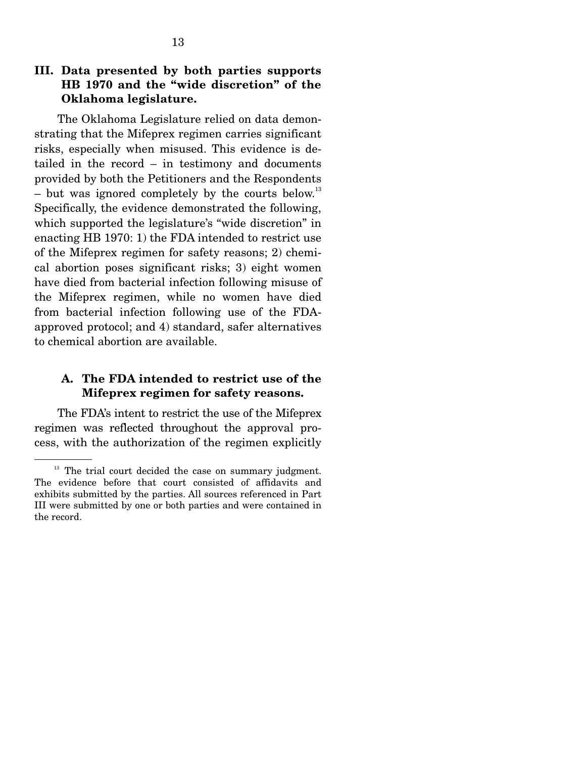## III. Data presented by both parties supports HB 1970 and the "wide discretion" of the Oklahoma legislature.

The Oklahoma Legislature relied on data demonstrating that the Mifeprex regimen carries significant risks, especially when misused. This evidence is detailed in the record – in testimony and documents provided by both the Petitioners and the Respondents – but was ignored completely by the courts below.[13] Specifically, the evidence demonstrated the following, which supported the legislature's "wide discretion" in enacting HB 1970: 1) the FDA intended to restrict use of the Mifeprex regimen for safety reasons; 2) chemical abortion poses significant risks; 3) eight women have died from bacterial infection following misuse of the Mifeprex regimen, while no women have died from bacterial infection following use of the FDA-approved protocol; and 4) standard, safer alternatives to chemical abortion are available.

### A. The FDA intended to restrict use of the Mifeprex regimen for safety reasons.

The FDA's intent to restrict the use of the Mifeprex regimen was reflected throughout the approval process, with the authorization of the regimen explicitly

[13] The trial court decided the case on summary judgment. The evidence before that court consisted of affidavits and exhibits submitted by the parties. All sources referenced in Part III were submitted by one or both parties and were contained in the record.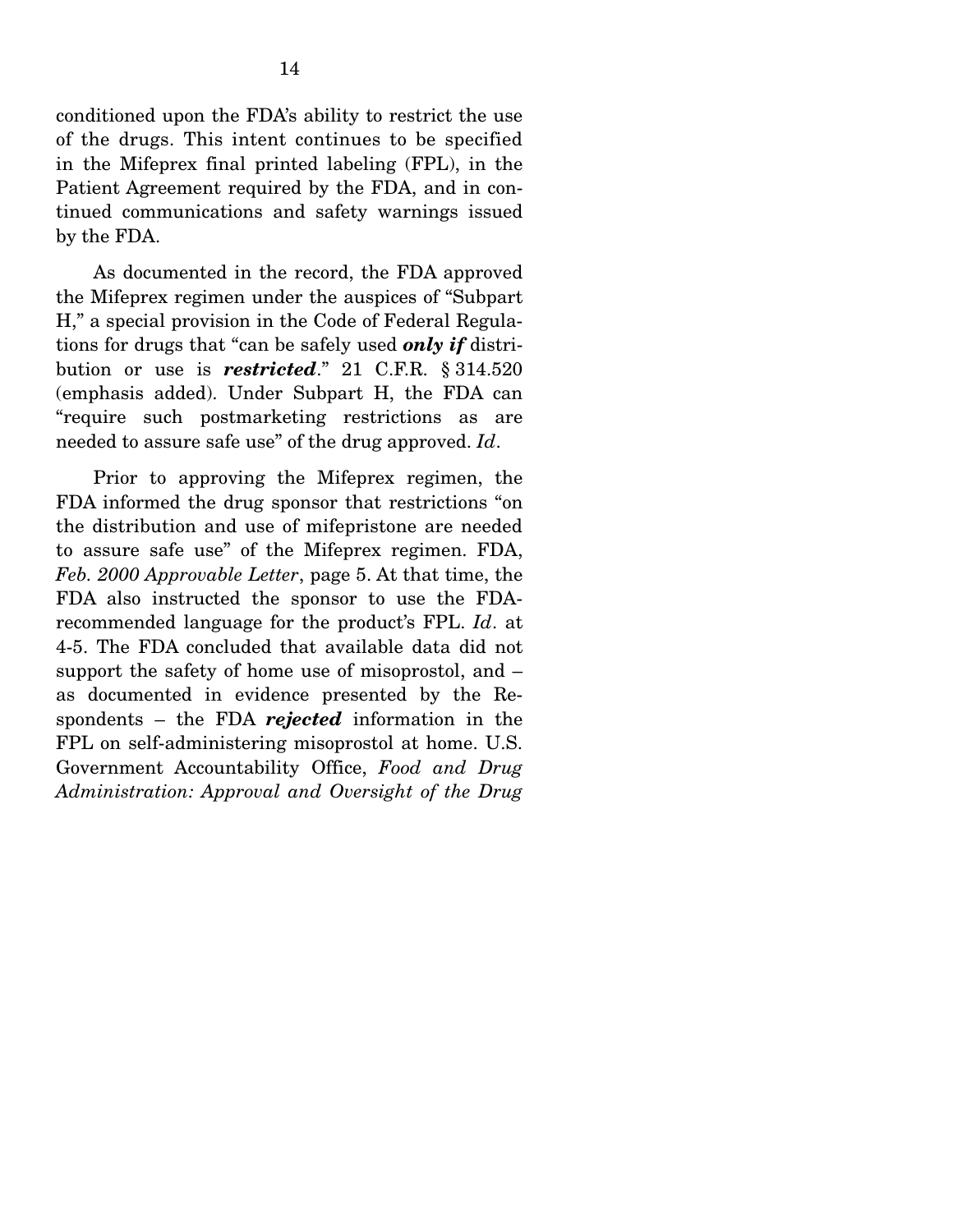conditioned upon the FDA's ability to restrict the use of the drugs. This intent continues to be specified in the Mifeprex final printed labeling (FPL), in the Patient Agreement required by the FDA, and in continued communications and safety warnings issued by the FDA.

As documented in the record, the FDA approved the Mifeprex regimen under the auspices of "Subpart H," a special provision in the Code of Federal Regulations for drugs that "can be safely used ***only if*** distribution or use is ***restricted***." 21 C.F.R. § 314.520 (emphasis added). Under Subpart H, the FDA can "require such postmarketing restrictions as are needed to assure safe use" of the drug approved. *Id*.

Prior to approving the Mifeprex regimen, the FDA informed the drug sponsor that restrictions "on the distribution and use of mifepristone are needed to assure safe use" of the Mifeprex regimen. FDA, *Feb. 2000 Approvable Letter*, page 5. At that time, the FDA also instructed the sponsor to use the FDA-recommended language for the product's FPL. *Id*. at 4-5. The FDA concluded that available data did not support the safety of home use of misoprostol, and – as documented in evidence presented by the Respondents – the FDA ***rejected*** information in the FPL on self-administering misoprostol at home. U.S. Government Accountability Office, *Food and Drug Administration: Approval and Oversight of the Drug*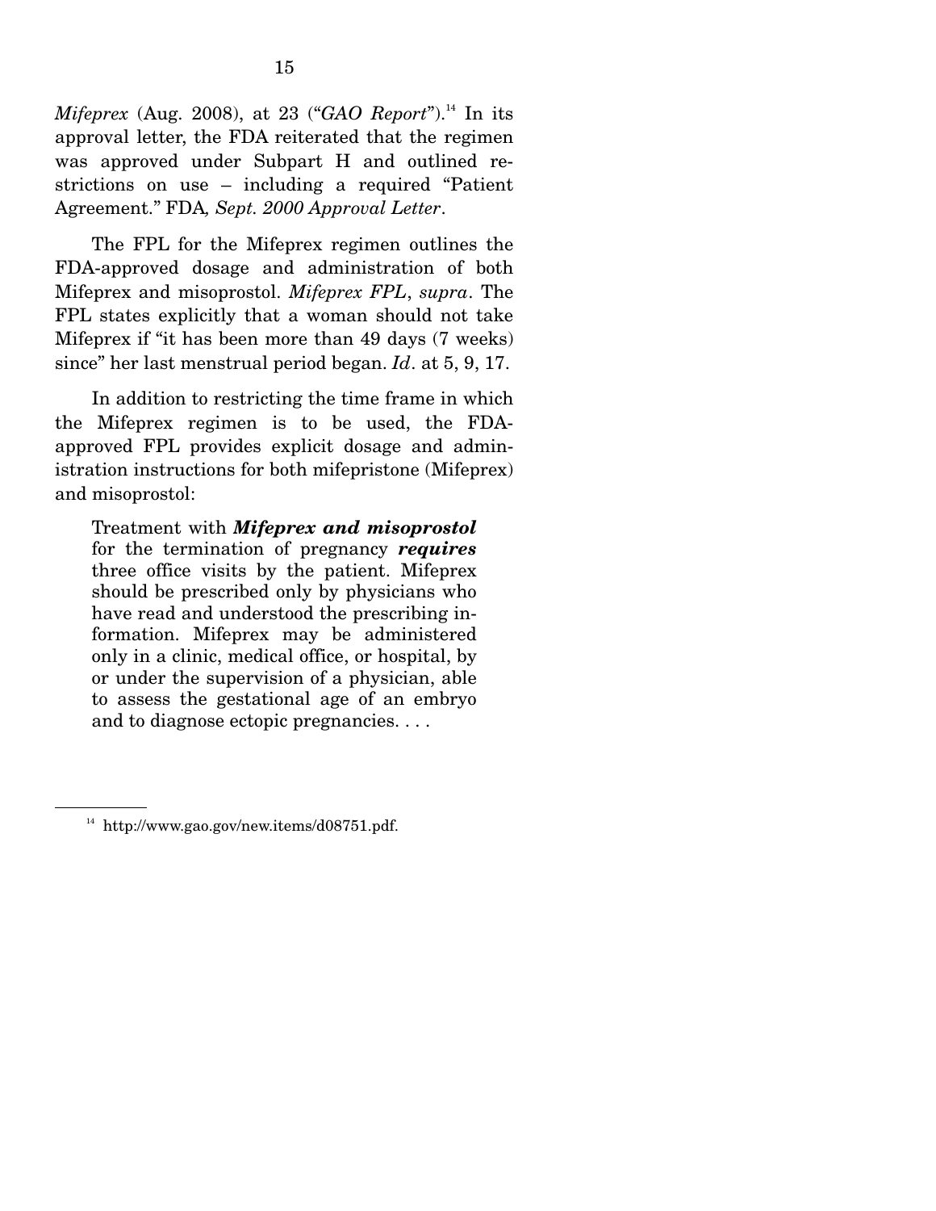*Mifeprex* (Aug. 2008), at 23 ("*GAO Report*").[14] In its approval letter, the FDA reiterated that the regimen was approved under Subpart H and outlined restrictions on use – including a required "Patient Agreement." FDA*, Sept. 2000 Approval Letter*.

The FPL for the Mifeprex regimen outlines the FDA-approved dosage and administration of both Mifeprex and misoprostol. *Mifeprex FPL*, *supra*. The FPL states explicitly that a woman should not take Mifeprex if "it has been more than 49 days (7 weeks) since" her last menstrual period began. *Id*. at 5, 9, 17.

In addition to restricting the time frame in which the Mifeprex regimen is to be used, the FDA-approved FPL provides explicit dosage and administration instructions for both mifepristone (Mifeprex) and misoprostol:

> Treatment with ***Mifeprex and misoprostol*** for the termination of pregnancy ***requires*** three office visits by the patient. Mifeprex should be prescribed only by physicians who have read and understood the prescribing information. Mifeprex may be administered only in a clinic, medical office, or hospital, by or under the supervision of a physician, able to assess the gestational age of an embryo and to diagnose ectopic pregnancies. . . .

---

[14] http://www.gao.gov/new.items/d08751.pdf.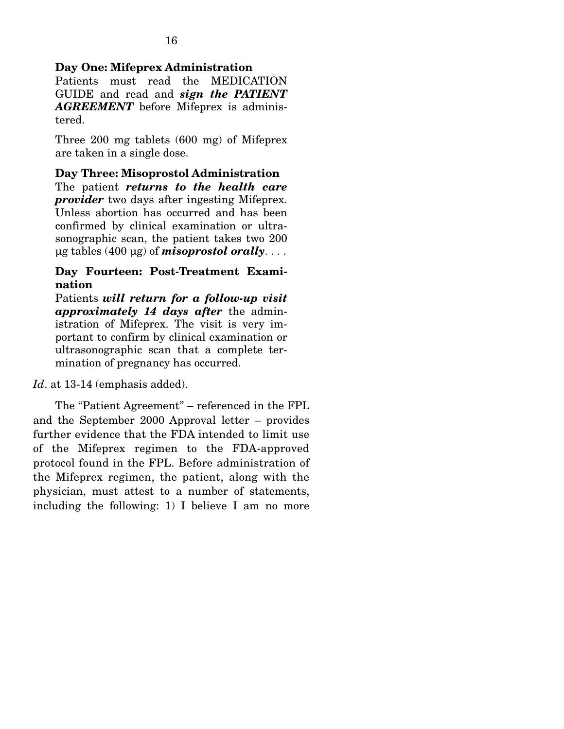**Day One: Mifeprex Administration**
Patients must read the MEDICATION GUIDE and read and ***sign the PATIENT AGREEMENT*** before Mifeprex is administered.

Three 200 mg tablets (600 mg) of Mifeprex are taken in a single dose.

**Day Three: Misoprostol Administration**
The patient ***returns to the health care provider*** two days after ingesting Mifeprex. Unless abortion has occurred and has been confirmed by clinical examination or ultrasonographic scan, the patient takes two 200 µg tables (400 µg) of ***misoprostol orally***. . . .

**Day Fourteen: Post-Treatment Examination**
Patients ***will return for a follow-up visit approximately 14 days after*** the administration of Mifeprex. The visit is very important to confirm by clinical examination or ultrasonographic scan that a complete termination of pregnancy has occurred.

*Id*. at 13-14 (emphasis added).

The "Patient Agreement" – referenced in the FPL and the September 2000 Approval letter – provides further evidence that the FDA intended to limit use of the Mifeprex regimen to the FDA-approved protocol found in the FPL. Before administration of the Mifeprex regimen, the patient, along with the physician, must attest to a number of statements, including the following: 1) I believe I am no more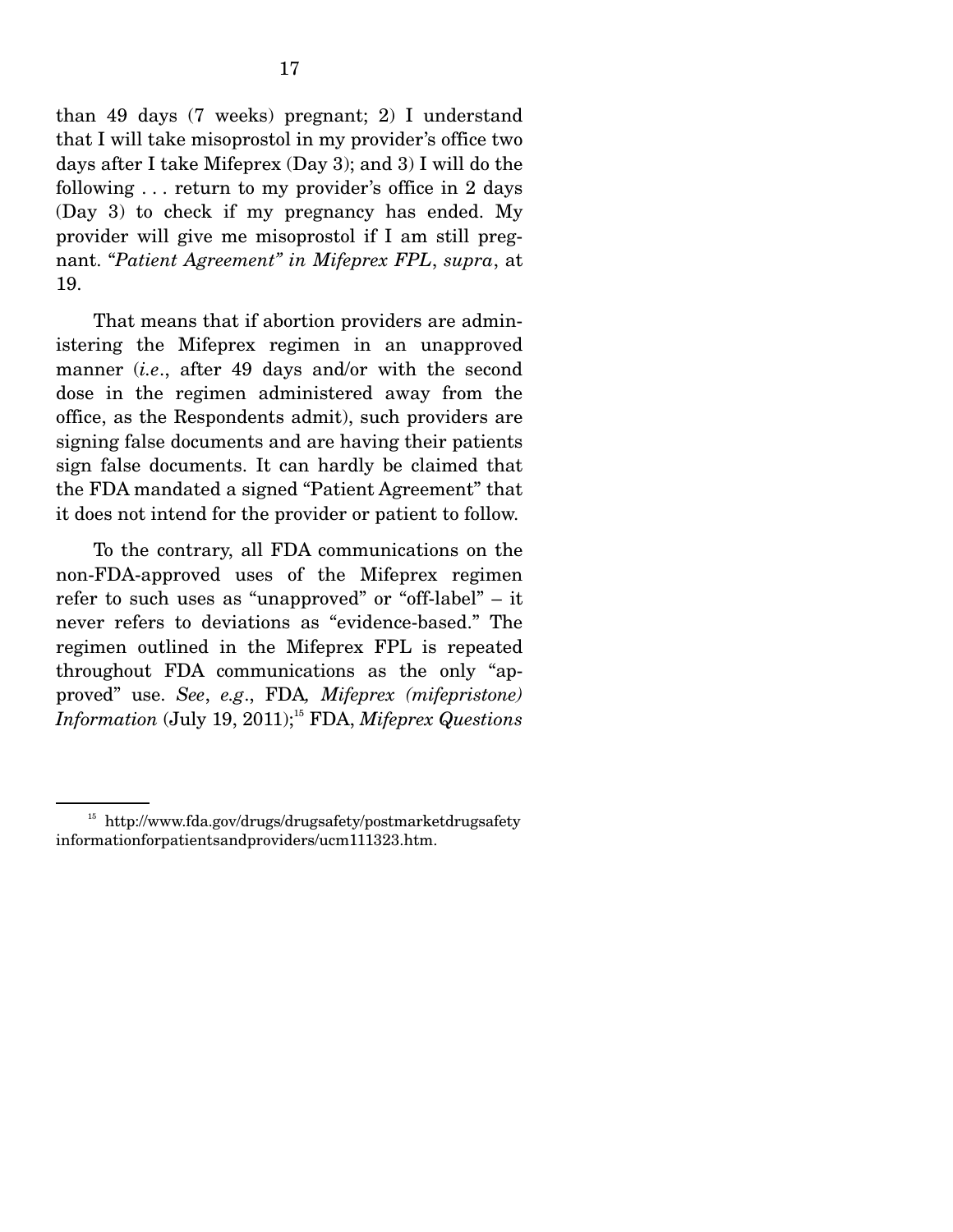than 49 days (7 weeks) pregnant; 2) I understand that I will take misoprostol in my provider's office two days after I take Mifeprex (Day 3); and 3) I will do the following . . . return to my provider's office in 2 days (Day 3) to check if my pregnancy has ended. My provider will give me misoprostol if I am still pregnant. "*Patient Agreement" in Mifeprex FPL*, *supra*, at 19.

That means that if abortion providers are administering the Mifeprex regimen in an unapproved manner (*i.e*., after 49 days and/or with the second dose in the regimen administered away from the office, as the Respondents admit), such providers are signing false documents and are having their patients sign false documents. It can hardly be claimed that the FDA mandated a signed "Patient Agreement" that it does not intend for the provider or patient to follow.

To the contrary, all FDA communications on the non-FDA-approved uses of the Mifeprex regimen refer to such uses as "unapproved" or "off-label" – it never refers to deviations as "evidence-based." The regimen outlined in the Mifeprex FPL is repeated throughout FDA communications as the only "approved" use. *See*, *e.g*., FDA, *Mifeprex (mifepristone) Information* (July 19, 2011);[15] FDA, *Mifeprex Questions*

---

[15] http://www.fda.gov/drugs/drugsafety/postmarketdrugsafetyinformationforpatientsandproviders/ucm111323.htm.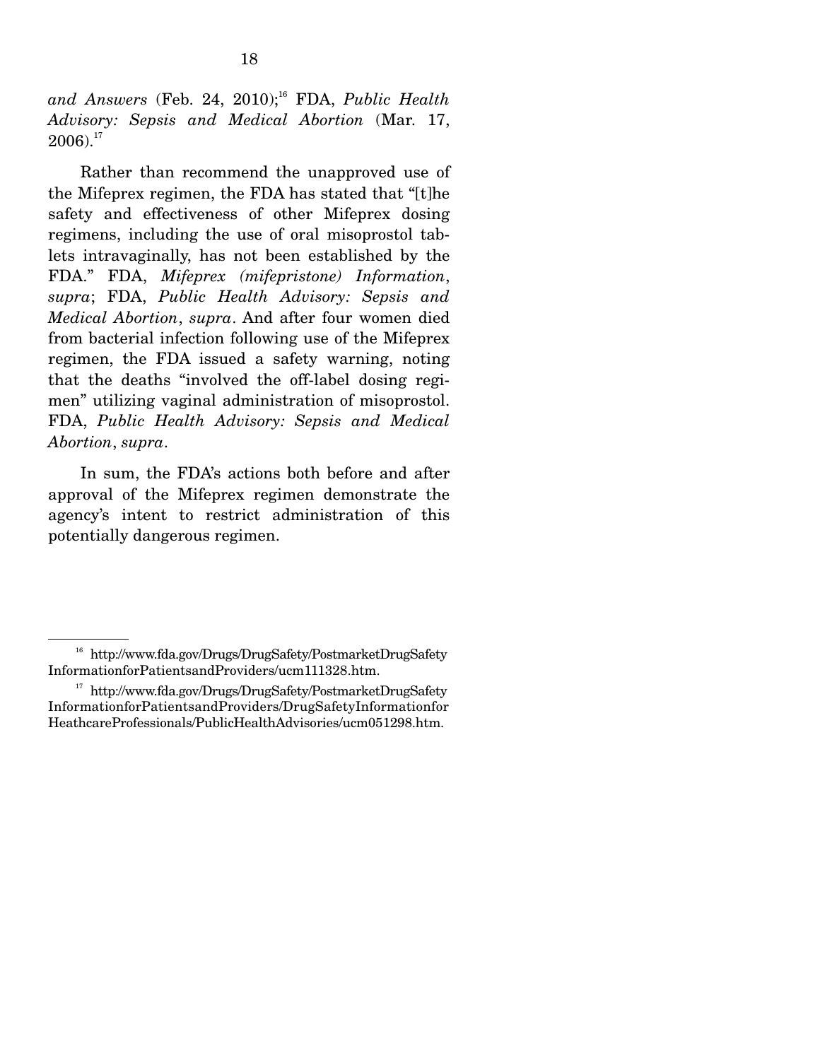*and Answers* (Feb. 24, 2010);[16] FDA, *Public Health Advisory: Sepsis and Medical Abortion* (Mar. 17, 2006).[17]

Rather than recommend the unapproved use of the Mifeprex regimen, the FDA has stated that "[t]he safety and effectiveness of other Mifeprex dosing regimens, including the use of oral misoprostol tablets intravaginally, has not been established by the FDA." FDA, *Mifeprex (mifepristone) Information*, *supra*; FDA, *Public Health Advisory: Sepsis and Medical Abortion*, *supra*. And after four women died from bacterial infection following use of the Mifeprex regimen, the FDA issued a safety warning, noting that the deaths "involved the off-label dosing regimen" utilizing vaginal administration of misoprostol. FDA, *Public Health Advisory: Sepsis and Medical Abortion*, *supra*.

In sum, the FDA's actions both before and after approval of the Mifeprex regimen demonstrate the agency's intent to restrict administration of this potentially dangerous regimen.

---

[16] http://www.fda.gov/Drugs/DrugSafety/PostmarketDrugSafetyInformationforPatientsandProviders/ucm111328.htm.

[17] http://www.fda.gov/Drugs/DrugSafety/PostmarketDrugSafetyInformationforPatientsandProviders/DrugSafetyInformationforHeathcareProfessionals/PublicHealthAdvisories/ucm051298.htm.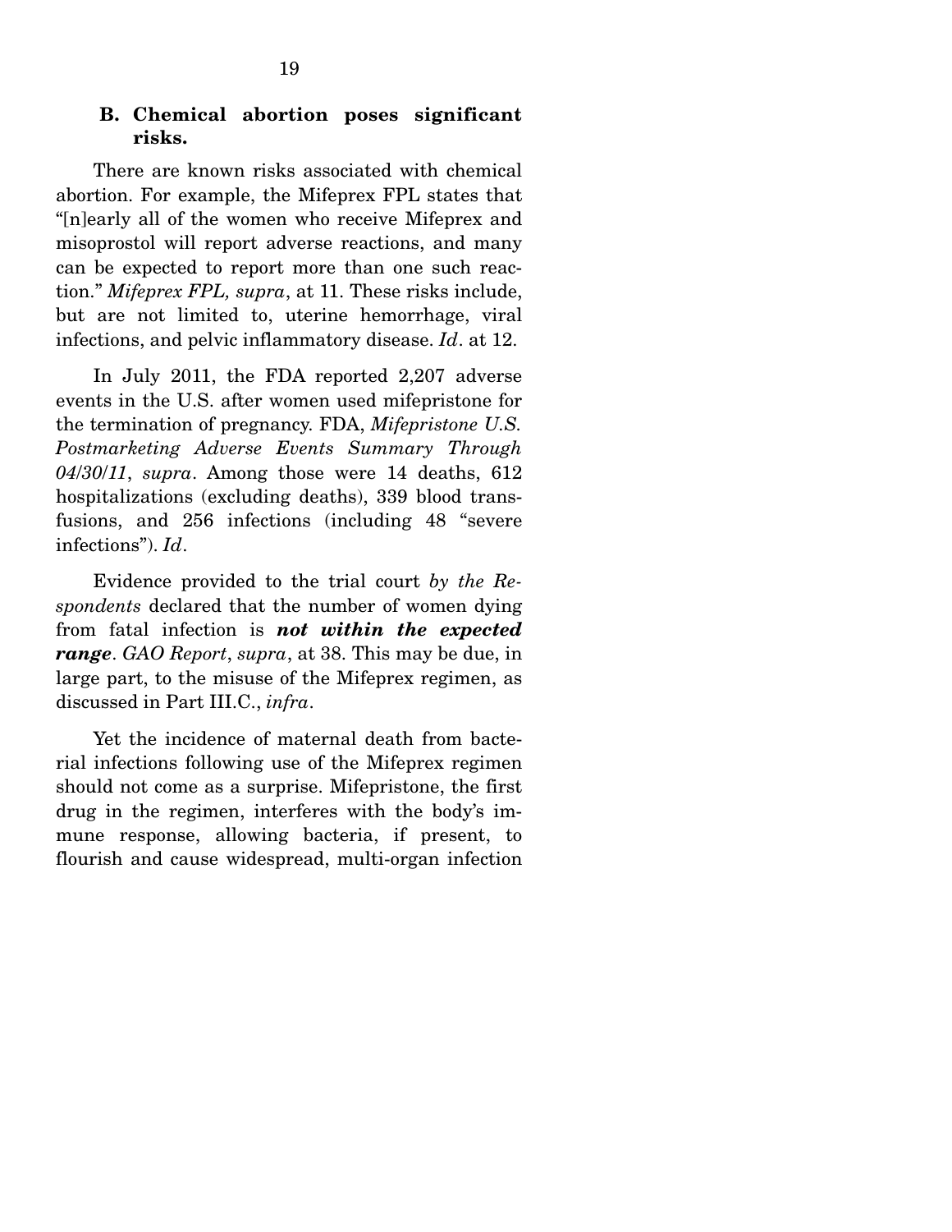### B. Chemical abortion poses significant risks.

There are known risks associated with chemical abortion. For example, the Mifeprex FPL states that "[n]early all of the women who receive Mifeprex and misoprostol will report adverse reactions, and many can be expected to report more than one such reaction." *Mifeprex FPL, supra*, at 11. These risks include, but are not limited to, uterine hemorrhage, viral infections, and pelvic inflammatory disease. *Id*. at 12.

In July 2011, the FDA reported 2,207 adverse events in the U.S. after women used mifepristone for the termination of pregnancy. FDA, *Mifepristone U.S. Postmarketing Adverse Events Summary Through 04/30/11*, *supra*. Among those were 14 deaths, 612 hospitalizations (excluding deaths), 339 blood transfusions, and 256 infections (including 48 "severe infections"). *Id*.

Evidence provided to the trial court *by the Respondents* declared that the number of women dying from fatal infection is ***not within the expected range***. *GAO Report*, *supra*, at 38. This may be due, in large part, to the misuse of the Mifeprex regimen, as discussed in Part III.C., *infra*.

Yet the incidence of maternal death from bacterial infections following use of the Mifeprex regimen should not come as a surprise. Mifepristone, the first drug in the regimen, interferes with the body's immune response, allowing bacteria, if present, to flourish and cause widespread, multi-organ infection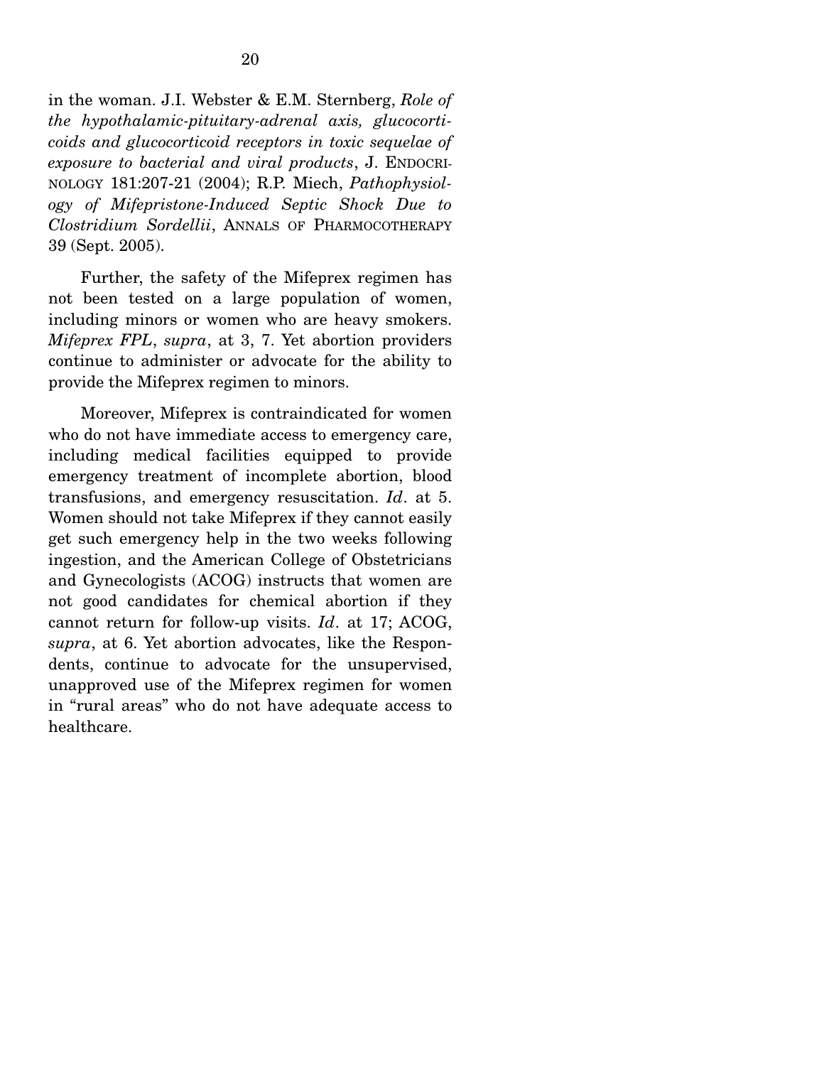in the woman. J.I. Webster & E.M. Sternberg, *Role of the hypothalamic-pituitary-adrenal axis, glucocorticoids and glucocorticoid receptors in toxic sequelae of exposure to bacterial and viral products*, J. ENDOCRINOLOGY 181:207-21 (2004); R.P. Miech, *Pathophysiology of Mifepristone-Induced Septic Shock Due to Clostridium Sordellii*, ANNALS OF PHARMOCOTHERAPY 39 (Sept. 2005).

Further, the safety of the Mifeprex regimen has not been tested on a large population of women, including minors or women who are heavy smokers. *Mifeprex FPL*, *supra*, at 3, 7. Yet abortion providers continue to administer or advocate for the ability to provide the Mifeprex regimen to minors.

Moreover, Mifeprex is contraindicated for women who do not have immediate access to emergency care, including medical facilities equipped to provide emergency treatment of incomplete abortion, blood transfusions, and emergency resuscitation. *Id*. at 5. Women should not take Mifeprex if they cannot easily get such emergency help in the two weeks following ingestion, and the American College of Obstetricians and Gynecologists (ACOG) instructs that women are not good candidates for chemical abortion if they cannot return for follow-up visits. *Id*. at 17; ACOG, *supra*, at 6. Yet abortion advocates, like the Respondents, continue to advocate for the unsupervised, unapproved use of the Mifeprex regimen for women in "rural areas" who do not have adequate access to healthcare.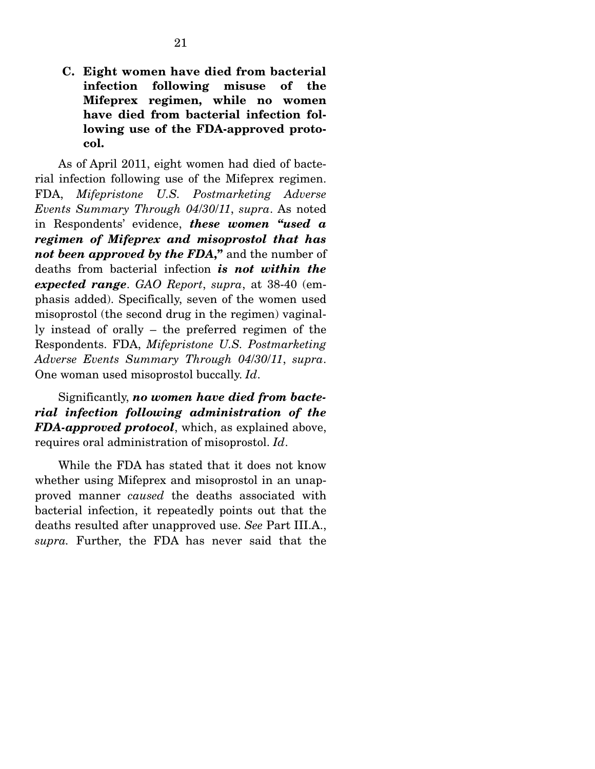### C. Eight women have died from bacterial infection following misuse of the Mifeprex regimen, while no women have died from bacterial infection following use of the FDA-approved protocol.

As of April 2011, eight women had died of bacterial infection following use of the Mifeprex regimen. FDA, *Mifepristone U.S. Postmarketing Adverse Events Summary Through 04/30/11*, *supra*. As noted in Respondents' evidence, ***these women "used a regimen of Mifeprex and misoprostol that has not been approved by the FDA,"*** and the number of deaths from bacterial infection ***is not within the expected range***. *GAO Report*, *supra*, at 38-40 (emphasis added). Specifically, seven of the women used misoprostol (the second drug in the regimen) vaginally instead of orally – the preferred regimen of the Respondents. FDA, *Mifepristone U.S. Postmarketing Adverse Events Summary Through 04/30/11*, *supra*. One woman used misoprostol buccally. *Id*.

Significantly, ***no women have died from bacterial infection following administration of the FDA-approved protocol***, which, as explained above, requires oral administration of misoprostol. *Id*.

While the FDA has stated that it does not know whether using Mifeprex and misoprostol in an unapproved manner *caused* the deaths associated with bacterial infection, it repeatedly points out that the deaths resulted after unapproved use. *See* Part III.A., *supra.* Further, the FDA has never said that the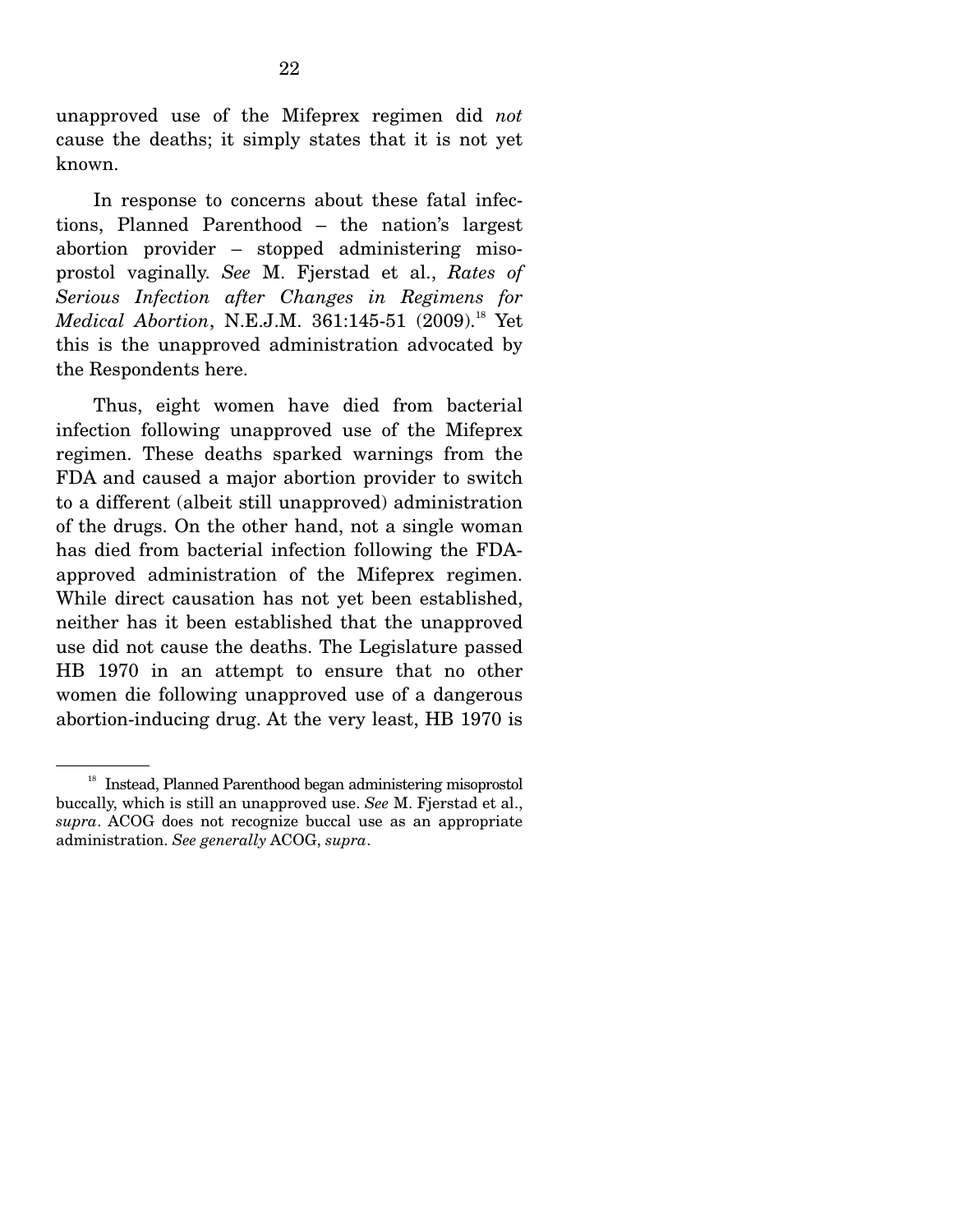unapproved use of the Mifeprex regimen did *not* cause the deaths; it simply states that it is not yet known.

In response to concerns about these fatal infections, Planned Parenthood – the nation's largest abortion provider – stopped administering misoprostol vaginally. *See* M. Fjerstad et al., *Rates of Serious Infection after Changes in Regimens for Medical Abortion*, N.E.J.M. 361:145-51 (2009).[18] Yet this is the unapproved administration advocated by the Respondents here.

Thus, eight women have died from bacterial infection following unapproved use of the Mifeprex regimen. These deaths sparked warnings from the FDA and caused a major abortion provider to switch to a different (albeit still unapproved) administration of the drugs. On the other hand, not a single woman has died from bacterial infection following the FDA-approved administration of the Mifeprex regimen. While direct causation has not yet been established, neither has it been established that the unapproved use did not cause the deaths. The Legislature passed HB 1970 in an attempt to ensure that no other women die following unapproved use of a dangerous abortion-inducing drug. At the very least, HB 1970 is

---

[18] Instead, Planned Parenthood began administering misoprostol buccally, which is still an unapproved use. *See* M. Fjerstad et al., *supra*. ACOG does not recognize buccal use as an appropriate administration. *See generally* ACOG, *supra*.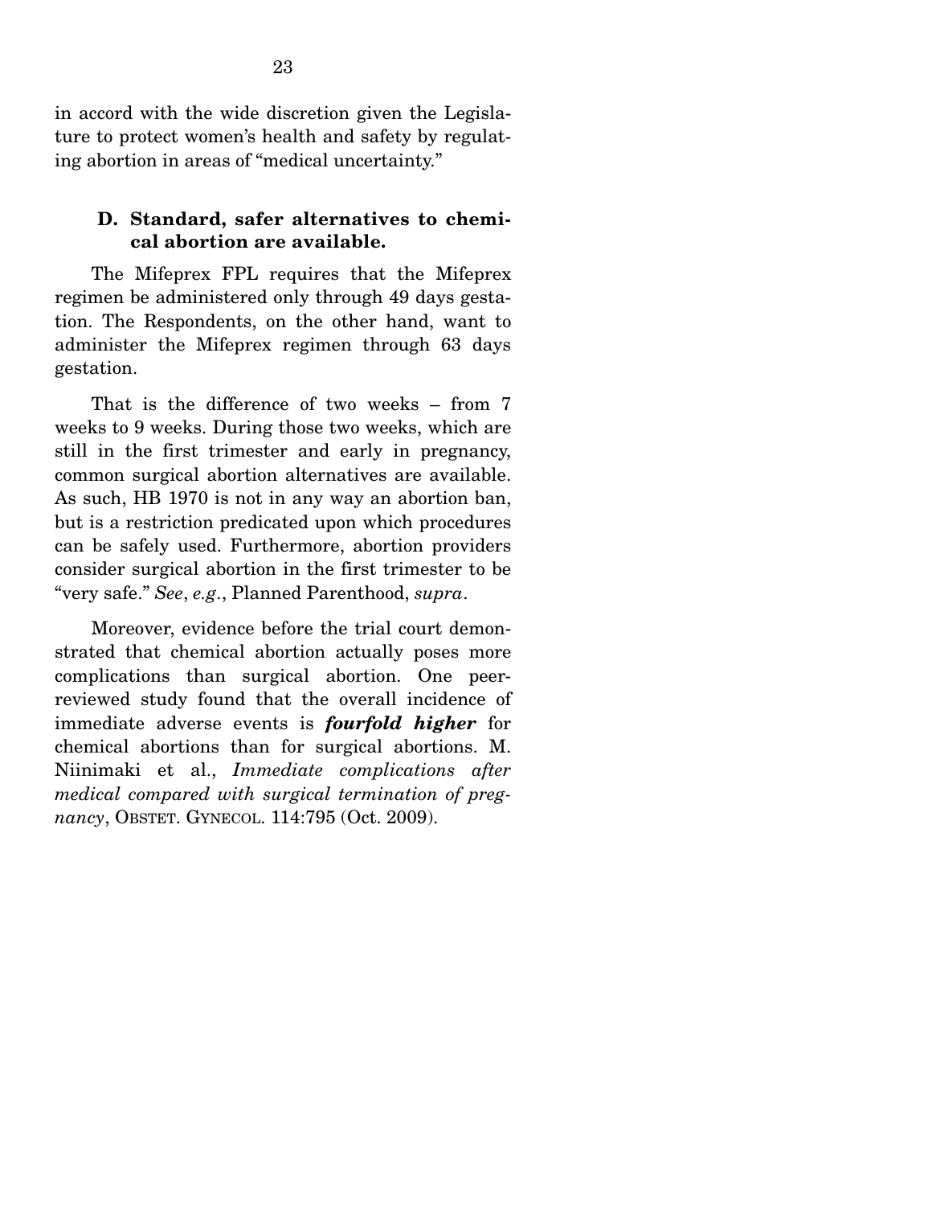in accord with the wide discretion given the Legislature to protect women's health and safety by regulating abortion in areas of "medical uncertainty."

### D. Standard, safer alternatives to chemical abortion are available.

The Mifeprex FPL requires that the Mifeprex regimen be administered only through 49 days gestation. The Respondents, on the other hand, want to administer the Mifeprex regimen through 63 days gestation.

That is the difference of two weeks – from 7 weeks to 9 weeks. During those two weeks, which are still in the first trimester and early in pregnancy, common surgical abortion alternatives are available. As such, HB 1970 is not in any way an abortion ban, but is a restriction predicated upon which procedures can be safely used. Furthermore, abortion providers consider surgical abortion in the first trimester to be "very safe." *See*, *e.g*., Planned Parenthood, *supra*.

Moreover, evidence before the trial court demonstrated that chemical abortion actually poses more complications than surgical abortion. One peer-reviewed study found that the overall incidence of immediate adverse events is ***fourfold higher*** for chemical abortions than for surgical abortions. M. Niinimaki et al., *Immediate complications after medical compared with surgical termination of pregnancy*, OBSTET. GYNECOL. 114:795 (Oct. 2009).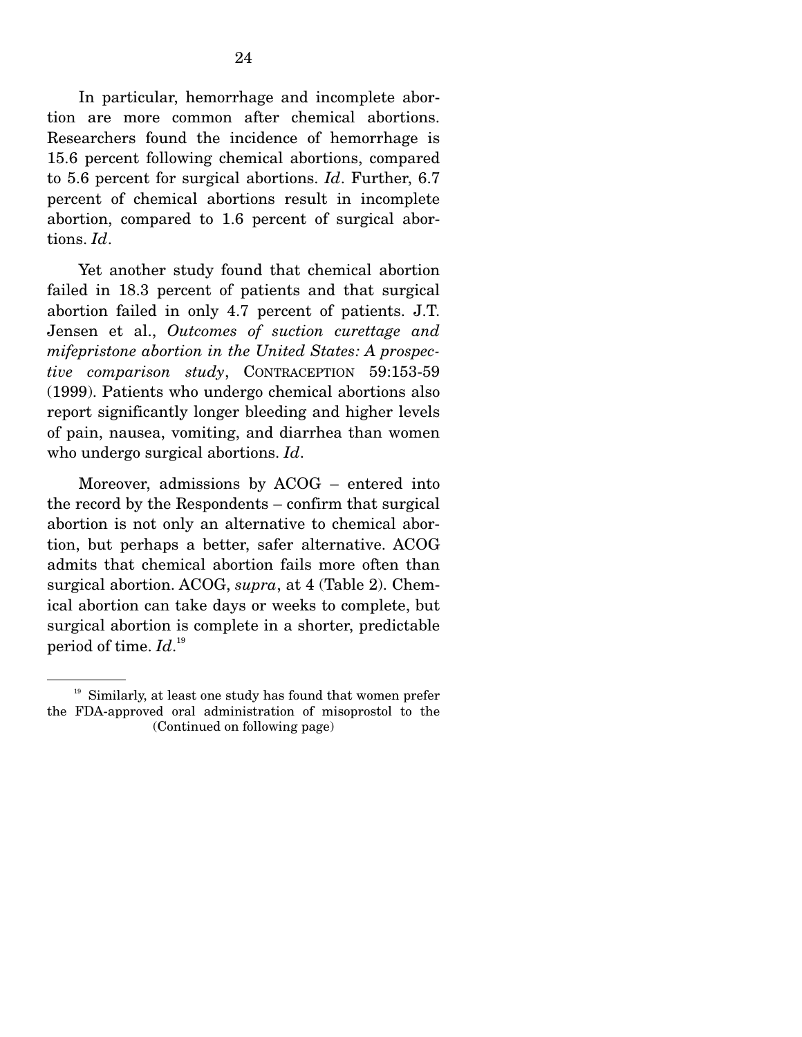In particular, hemorrhage and incomplete abortion are more common after chemical abortions. Researchers found the incidence of hemorrhage is 15.6 percent following chemical abortions, compared to 5.6 percent for surgical abortions. *Id*. Further, 6.7 percent of chemical abortions result in incomplete abortion, compared to 1.6 percent of surgical abortions. *Id*.

Yet another study found that chemical abortion failed in 18.3 percent of patients and that surgical abortion failed in only 4.7 percent of patients. J.T. Jensen et al., *Outcomes of suction curettage and mifepristone abortion in the United States: A prospective comparison study*, CONTRACEPTION 59:153-59 (1999). Patients who undergo chemical abortions also report significantly longer bleeding and higher levels of pain, nausea, vomiting, and diarrhea than women who undergo surgical abortions. *Id*.

Moreover, admissions by ACOG – entered into the record by the Respondents – confirm that surgical abortion is not only an alternative to chemical abortion, but perhaps a better, safer alternative. ACOG admits that chemical abortion fails more often than surgical abortion. ACOG, *supra*, at 4 (Table 2). Chemical abortion can take days or weeks to complete, but surgical abortion is complete in a shorter, predictable period of time. *Id*.[19]

---

[19] Similarly, at least one study has found that women prefer the FDA-approved oral administration of misoprostol to the (Continued on following page)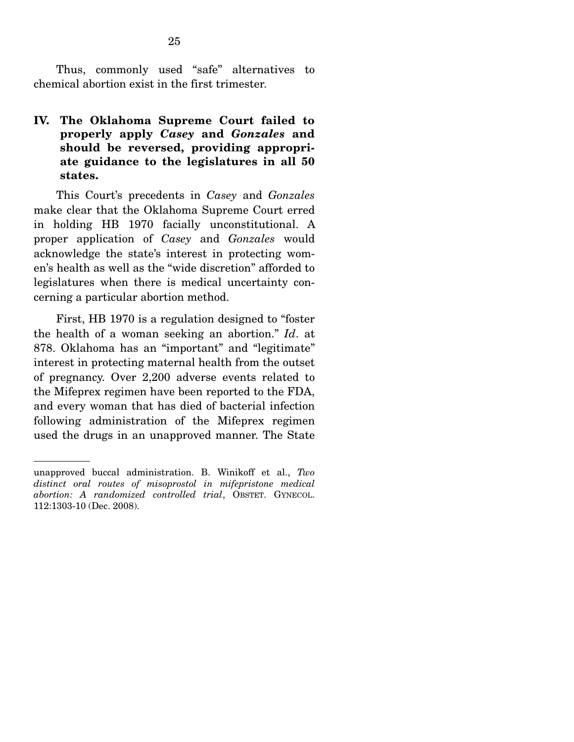Thus, commonly used "safe" alternatives to chemical abortion exist in the first trimester.

## IV. The Oklahoma Supreme Court failed to properly apply *Casey* and *Gonzales* and should be reversed, providing appropriate guidance to the legislatures in all 50 states.

This Court's precedents in *Casey* and *Gonzales* make clear that the Oklahoma Supreme Court erred in holding HB 1970 facially unconstitutional. A proper application of *Casey* and *Gonzales* would acknowledge the state's interest in protecting women's health as well as the "wide discretion" afforded to legislatures when there is medical uncertainty concerning a particular abortion method.

First, HB 1970 is a regulation designed to "foster the health of a woman seeking an abortion." *Id*. at 878. Oklahoma has an "important" and "legitimate" interest in protecting maternal health from the outset of pregnancy. Over 2,200 adverse events related to the Mifeprex regimen have been reported to the FDA, and every woman that has died of bacterial infection following administration of the Mifeprex regimen used the drugs in an unapproved manner. The State

---

unapproved buccal administration. B. Winikoff et al., *Two distinct oral routes of misoprostol in mifepristone medical abortion: A randomized controlled trial*, OBSTET. GYNECOL. 112:1303-10 (Dec. 2008).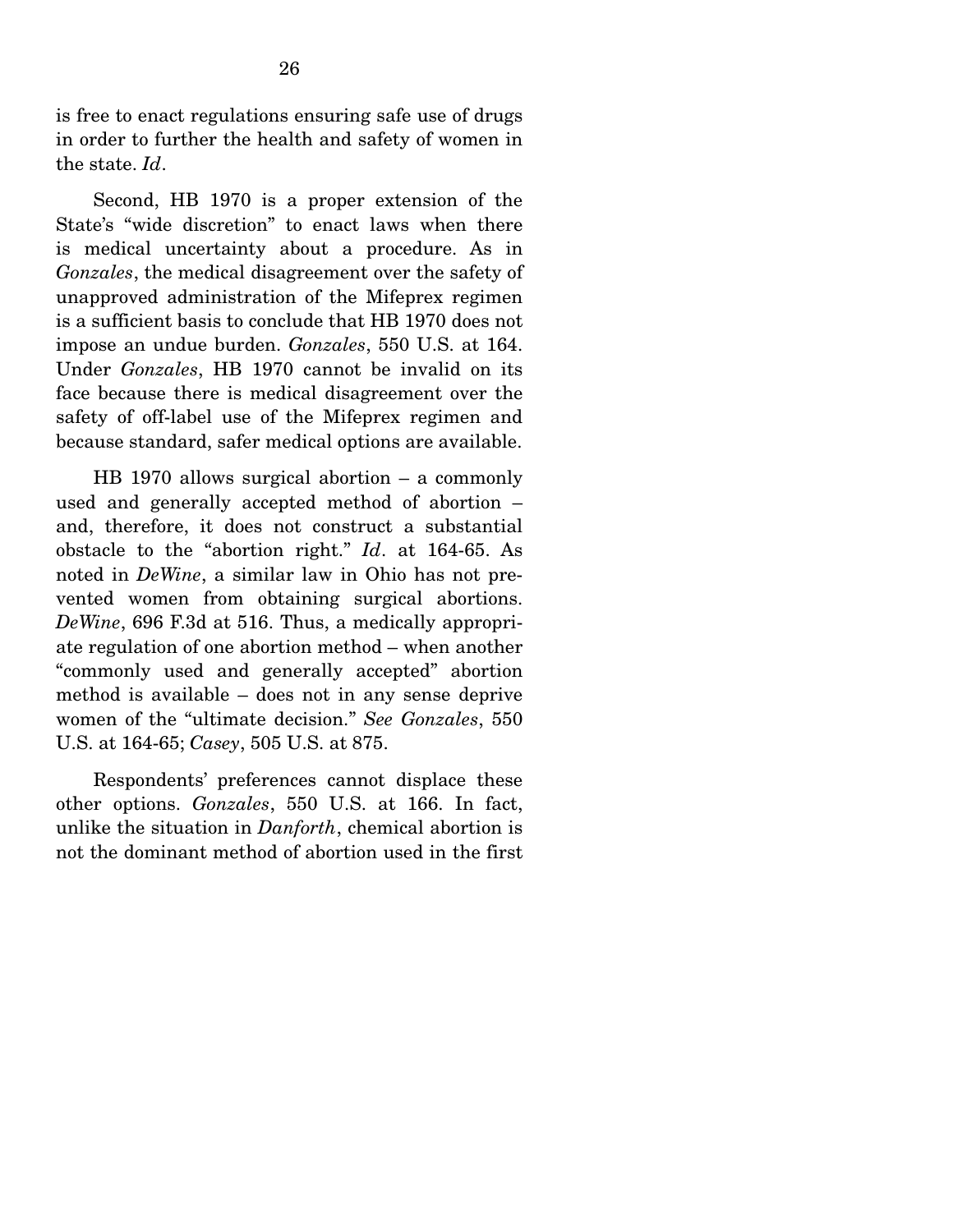is free to enact regulations ensuring safe use of drugs in order to further the health and safety of women in the state. *Id*.

Second, HB 1970 is a proper extension of the State's "wide discretion" to enact laws when there is medical uncertainty about a procedure. As in *Gonzales*, the medical disagreement over the safety of unapproved administration of the Mifeprex regimen is a sufficient basis to conclude that HB 1970 does not impose an undue burden. *Gonzales*, 550 U.S. at 164. Under *Gonzales*, HB 1970 cannot be invalid on its face because there is medical disagreement over the safety of off-label use of the Mifeprex regimen and because standard, safer medical options are available.

HB 1970 allows surgical abortion – a commonly used and generally accepted method of abortion – and, therefore, it does not construct a substantial obstacle to the "abortion right." *Id*. at 164-65. As noted in *DeWine*, a similar law in Ohio has not prevented women from obtaining surgical abortions. *DeWine*, 696 F.3d at 516. Thus, a medically appropriate regulation of one abortion method – when another "commonly used and generally accepted" abortion method is available – does not in any sense deprive women of the "ultimate decision." *See Gonzales*, 550 U.S. at 164-65; *Casey*, 505 U.S. at 875.

Respondents' preferences cannot displace these other options. *Gonzales*, 550 U.S. at 166. In fact, unlike the situation in *Danforth*, chemical abortion is not the dominant method of abortion used in the first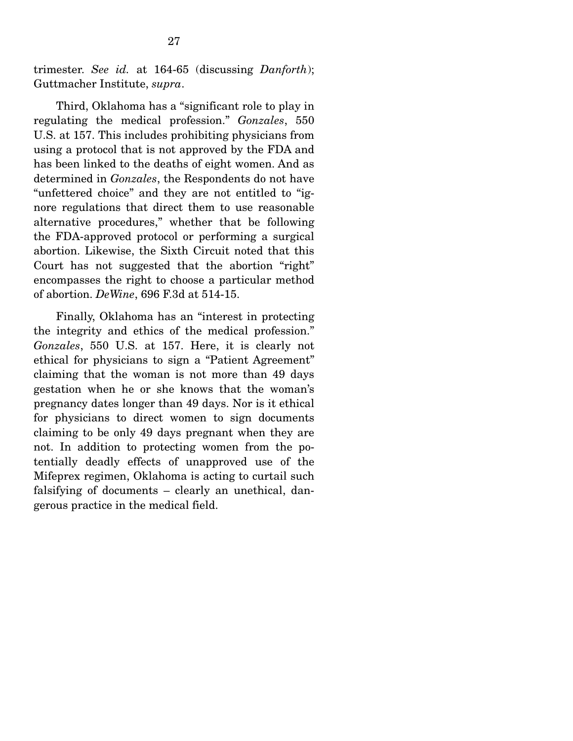trimester. *See id.* at 164-65 (discussing *Danforth*); Guttmacher Institute, *supra*.

Third, Oklahoma has a "significant role to play in regulating the medical profession." *Gonzales*, 550 U.S. at 157. This includes prohibiting physicians from using a protocol that is not approved by the FDA and has been linked to the deaths of eight women. And as determined in *Gonzales*, the Respondents do not have "unfettered choice" and they are not entitled to "ignore regulations that direct them to use reasonable alternative procedures," whether that be following the FDA-approved protocol or performing a surgical abortion. Likewise, the Sixth Circuit noted that this Court has not suggested that the abortion "right" encompasses the right to choose a particular method of abortion. *DeWine*, 696 F.3d at 514-15.

Finally, Oklahoma has an "interest in protecting the integrity and ethics of the medical profession." *Gonzales*, 550 U.S. at 157. Here, it is clearly not ethical for physicians to sign a "Patient Agreement" claiming that the woman is not more than 49 days gestation when he or she knows that the woman's pregnancy dates longer than 49 days. Nor is it ethical for physicians to direct women to sign documents claiming to be only 49 days pregnant when they are not. In addition to protecting women from the potentially deadly effects of unapproved use of the Mifeprex regimen, Oklahoma is acting to curtail such falsifying of documents – clearly an unethical, dangerous practice in the medical field.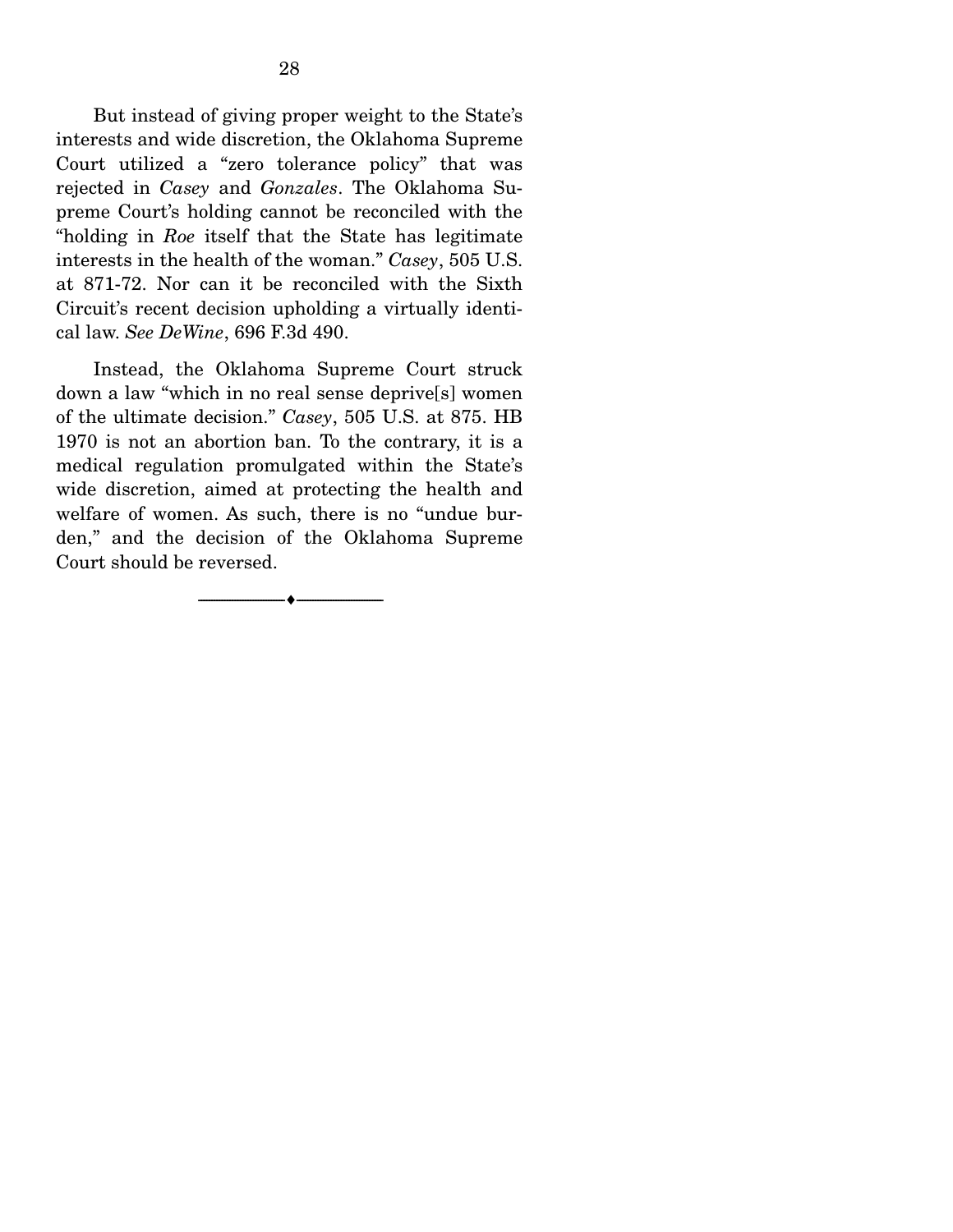But instead of giving proper weight to the State's interests and wide discretion, the Oklahoma Supreme Court utilized a "zero tolerance policy" that was rejected in *Casey* and *Gonzales*. The Oklahoma Supreme Court's holding cannot be reconciled with the "holding in *Roe* itself that the State has legitimate interests in the health of the woman." *Casey*, 505 U.S. at 871-72. Nor can it be reconciled with the Sixth Circuit's recent decision upholding a virtually identical law. *See DeWine*, 696 F.3d 490.

Instead, the Oklahoma Supreme Court struck down a law "which in no real sense deprive[s] women of the ultimate decision." *Casey*, 505 U.S. at 875. HB 1970 is not an abortion ban. To the contrary, it is a medical regulation promulgated within the State's wide discretion, aimed at protecting the health and welfare of women. As such, there is no "undue burden," and the decision of the Oklahoma Supreme Court should be reversed.

---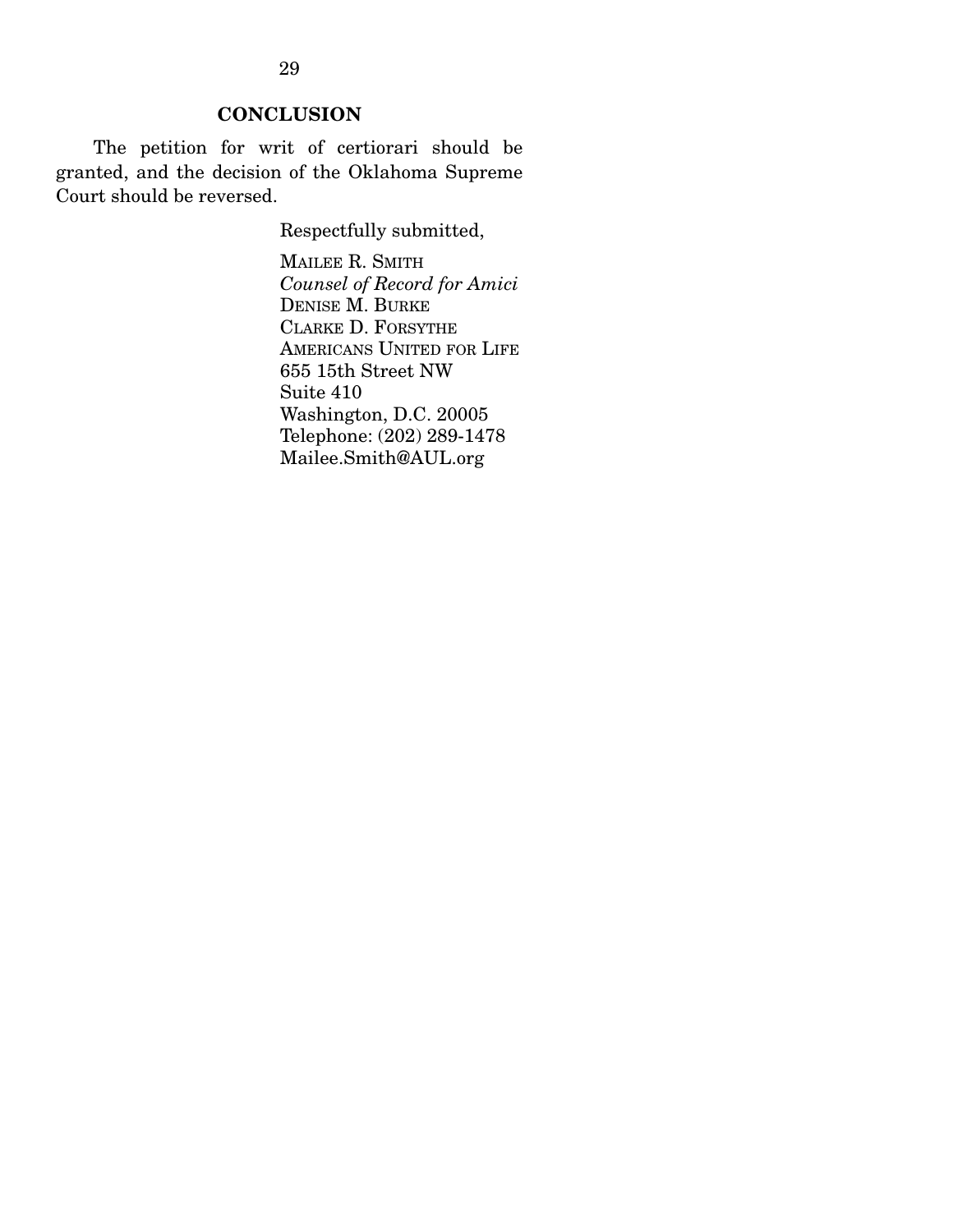## CONCLUSION

The petition for writ of certiorari should be granted, and the decision of the Oklahoma Supreme Court should be reversed.

Respectfully submitted,

MAILEE R. SMITH
*Counsel of Record for Amici*
DENISE M. BURKE
CLARKE D. FORSYTHE
AMERICANS UNITED FOR LIFE
655 15th Street NW
Suite 410
Washington, D.C. 20005
Telephone: (202) 289-1478
Mailee.Smith@AUL.org